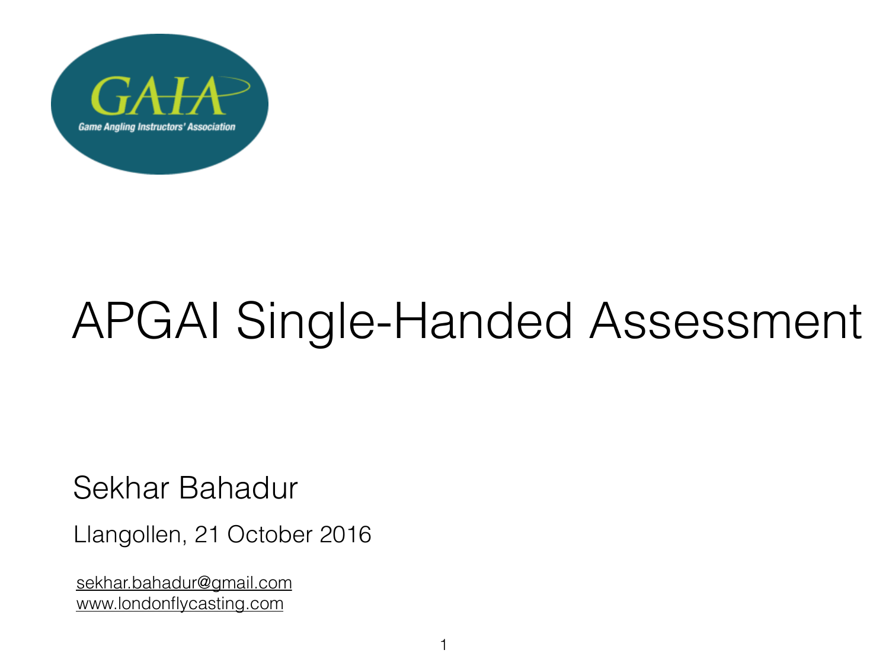GAIA

Game Angling Instructors' Association

# APGAI Single-Handed Assessment

Sekhar Bahadur

Llangollen, 21 October 2016

sekhar.bahadur@gmail.com
www.londonflycasting.com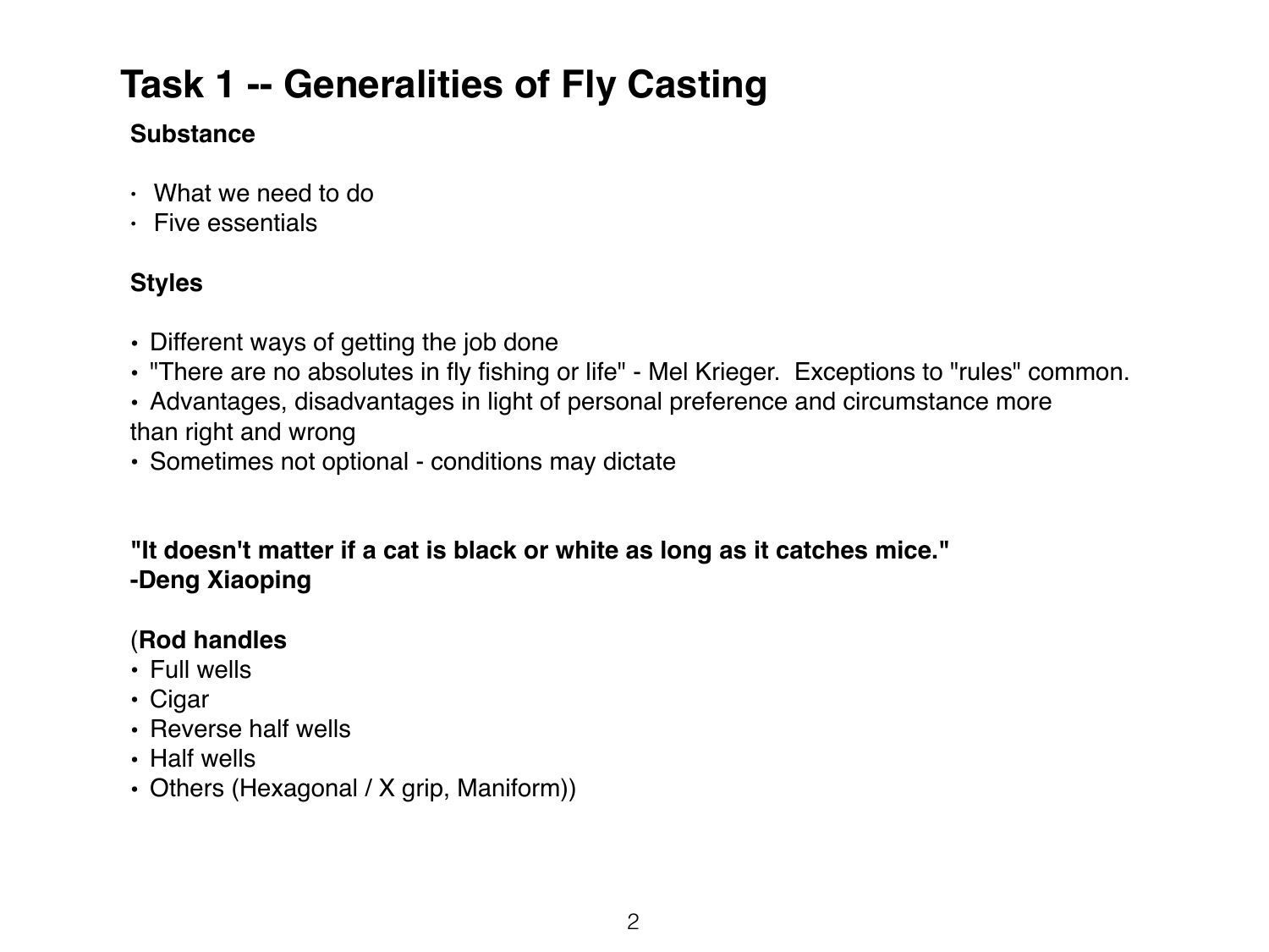# Task 1 -- Generalities of Fly Casting

**Substance**

- What we need to do
- Five essentials

**Styles**

- Different ways of getting the job done
- "There are no absolutes in fly fishing or life" - Mel Krieger. Exceptions to "rules" common.
- Advantages, disadvantages in light of personal preference and circumstance more than right and wrong
- Sometimes not optional - conditions may dictate

**"It doesn't matter if a cat is black or white as long as it catches mice."**
**-Deng Xiaoping**

(**Rod handles**
- Full wells
- Cigar
- Reverse half wells
- Half wells
- Others (Hexagonal / X grip, Maniform))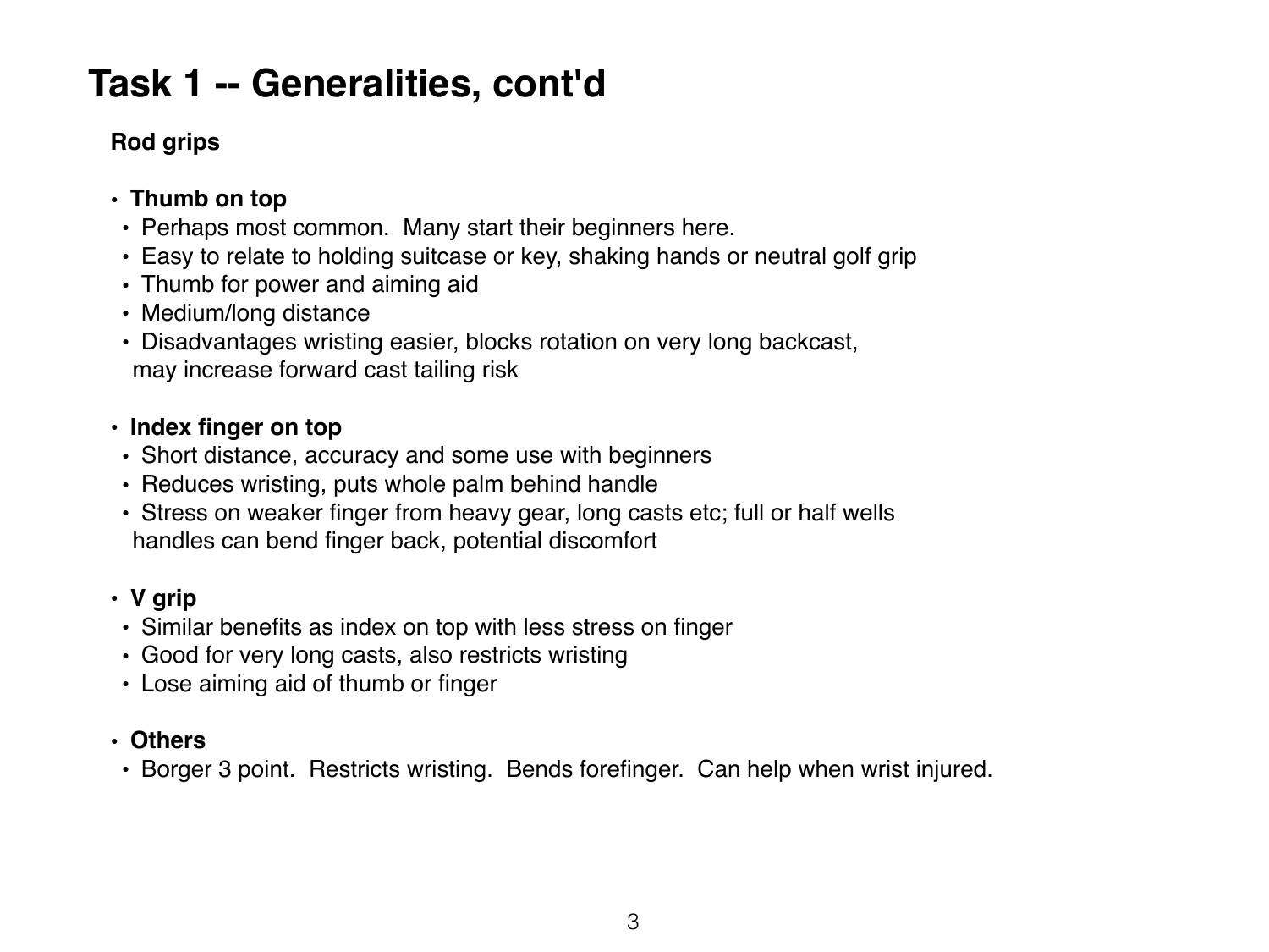# Task 1 -- Generalities, cont'd

**Rod grips**

- **Thumb on top**
  - Perhaps most common. Many start their beginners here.
  - Easy to relate to holding suitcase or key, shaking hands or neutral golf grip
  - Thumb for power and aiming aid
  - Medium/long distance
  - Disadvantages wristing easier, blocks rotation on very long backcast, may increase forward cast tailing risk

- **Index finger on top**
  - Short distance, accuracy and some use with beginners
  - Reduces wristing, puts whole palm behind handle
  - Stress on weaker finger from heavy gear, long casts etc; full or half wells handles can bend finger back, potential discomfort

- **V grip**
  - Similar benefits as index on top with less stress on finger
  - Good for very long casts, also restricts wristing
  - Lose aiming aid of thumb or finger

- **Others**
  - Borger 3 point. Restricts wristing. Bends forefinger. Can help when wrist injured.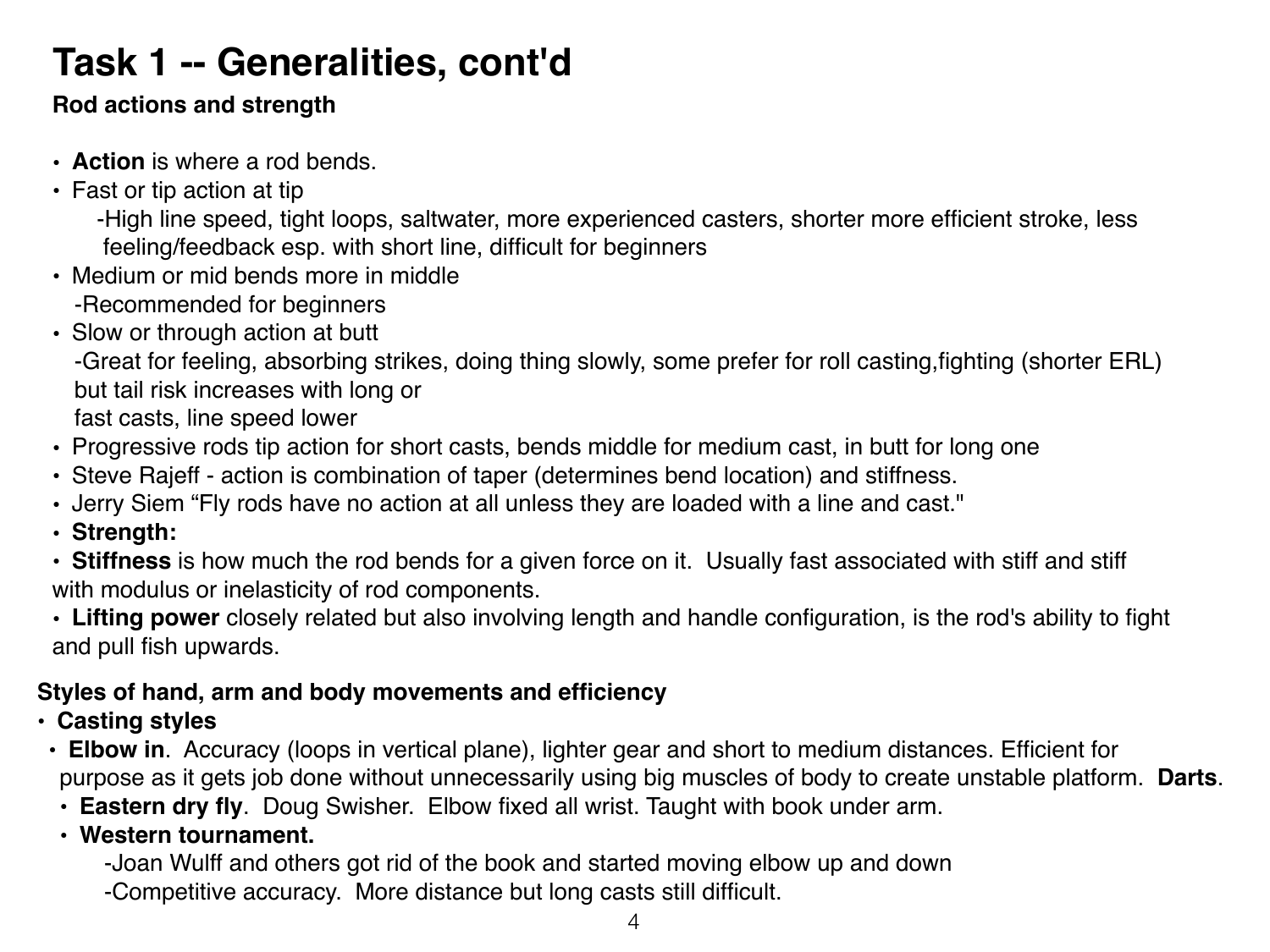# Task 1 -- Generalities, cont'd

**Rod actions and strength**

- **Action** is where a rod bends.
- Fast or tip action at tip
  - -High line speed, tight loops, saltwater, more experienced casters, shorter more efficient stroke, less feeling/feedback esp. with short line, difficult for beginners
- Medium or mid bends more in middle
  - -Recommended for beginners
- Slow or through action at butt
  - -Great for feeling, absorbing strikes, doing thing slowly, some prefer for roll casting,fighting (shorter ERL) but tail risk increases with long or fast casts, line speed lower
- Progressive rods tip action for short casts, bends middle for medium cast, in butt for long one
- Steve Rajeff - action is combination of taper (determines bend location) and stiffness.
- Jerry Siem "Fly rods have no action at all unless they are loaded with a line and cast."
- **Strength:**
- **Stiffness** is how much the rod bends for a given force on it. Usually fast associated with stiff and stiff with modulus or inelasticity of rod components.
- **Lifting power** closely related but also involving length and handle configuration, is the rod's ability to fight and pull fish upwards.

**Styles of hand, arm and body movements and efficiency**

- **Casting styles**
  - **Elbow in**. Accuracy (loops in vertical plane), lighter gear and short to medium distances. Efficient for purpose as it gets job done without unnecessarily using big muscles of body to create unstable platform. **Darts**.
  - **Eastern dry fly**. Doug Swisher. Elbow fixed all wrist. Taught with book under arm.
  - **Western tournament.**
    - -Joan Wulff and others got rid of the book and started moving elbow up and down
    - -Competitive accuracy. More distance but long casts still difficult.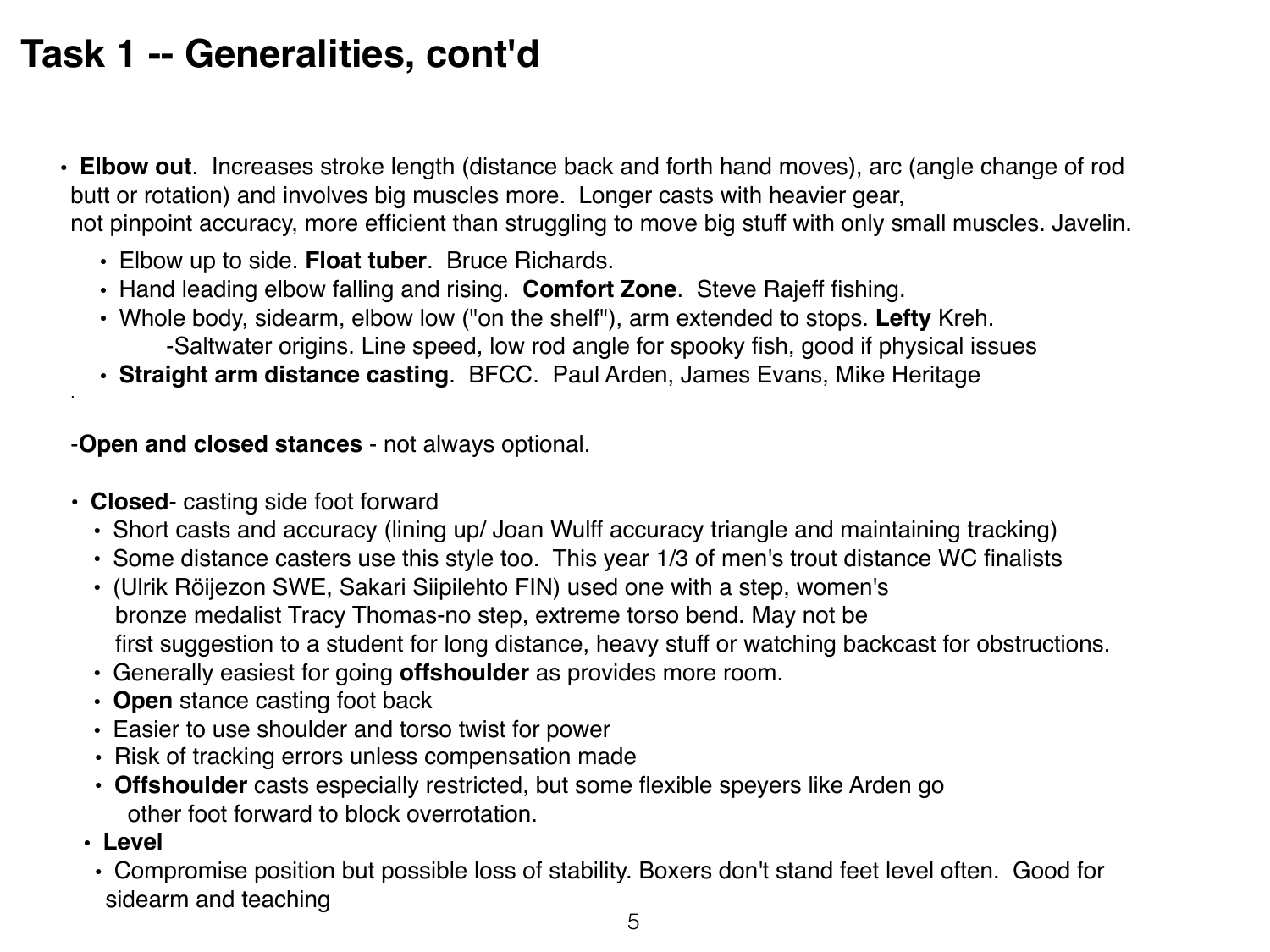# Task 1 -- Generalities, cont'd

- **Elbow out**. Increases stroke length (distance back and forth hand moves), arc (angle change of rod butt or rotation) and involves big muscles more. Longer casts with heavier gear, not pinpoint accuracy, more efficient than struggling to move big stuff with only small muscles. Javelin.
  - Elbow up to side. **Float tuber**. Bruce Richards.
  - Hand leading elbow falling and rising. **Comfort Zone**. Steve Rajeff fishing.
  - Whole body, sidearm, elbow low ("on the shelf"), arm extended to stops. **Lefty** Kreh.
    - -Saltwater origins. Line speed, low rod angle for spooky fish, good if physical issues
  - **Straight arm distance casting**. BFCC. Paul Arden, James Evans, Mike Heritage

-**Open and closed stances** - not always optional.

- **Closed**- casting side foot forward
  - Short casts and accuracy (lining up/ Joan Wulff accuracy triangle and maintaining tracking)
  - Some distance casters use this style too. This year 1/3 of men's trout distance WC finalists
  - (Ulrik Röijezon SWE, Sakari Siipilehto FIN) used one with a step, women's bronze medalist Tracy Thomas-no step, extreme torso bend. May not be first suggestion to a student for long distance, heavy stuff or watching backcast for obstructions.
  - Generally easiest for going **offshoulder** as provides more room.
  - **Open** stance casting foot back
  - Easier to use shoulder and torso twist for power
  - Risk of tracking errors unless compensation made
  - **Offshoulder** casts especially restricted, but some flexible speyers like Arden go other foot forward to block overrotation.
- **Level**
  - Compromise position but possible loss of stability. Boxers don't stand feet level often. Good for sidearm and teaching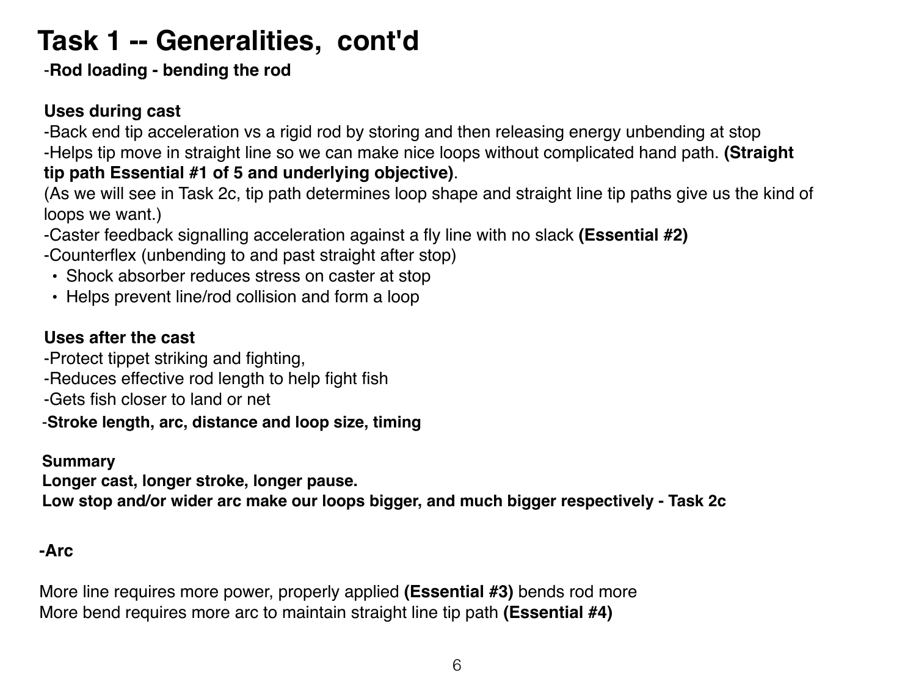# Task 1 -- Generalities, cont'd

-**Rod loading - bending the rod**

**Uses during cast**

-Back end tip acceleration vs a rigid rod by storing and then releasing energy unbending at stop
-Helps tip move in straight line so we can make nice loops without complicated hand path. **(Straight tip path Essential #1 of 5 and underlying objective)**.
(As we will see in Task 2c, tip path determines loop shape and straight line tip paths give us the kind of loops we want.)
-Caster feedback signalling acceleration against a fly line with no slack **(Essential #2)**
-Counterflex (unbending to and past straight after stop)

- Shock absorber reduces stress on caster at stop
- Helps prevent line/rod collision and form a loop

**Uses after the cast**

-Protect tippet striking and fighting,
-Reduces effective rod length to help fight fish
-Gets fish closer to land or net

-**Stroke length, arc, distance and loop size, timing**

**Summary**
**Longer cast, longer stroke, longer pause.**
**Low stop and/or wider arc make our loops bigger, and much bigger respectively - Task 2c**

**-Arc**

More line requires more power, properly applied **(Essential #3)** bends rod more
More bend requires more arc to maintain straight line tip path **(Essential #4)**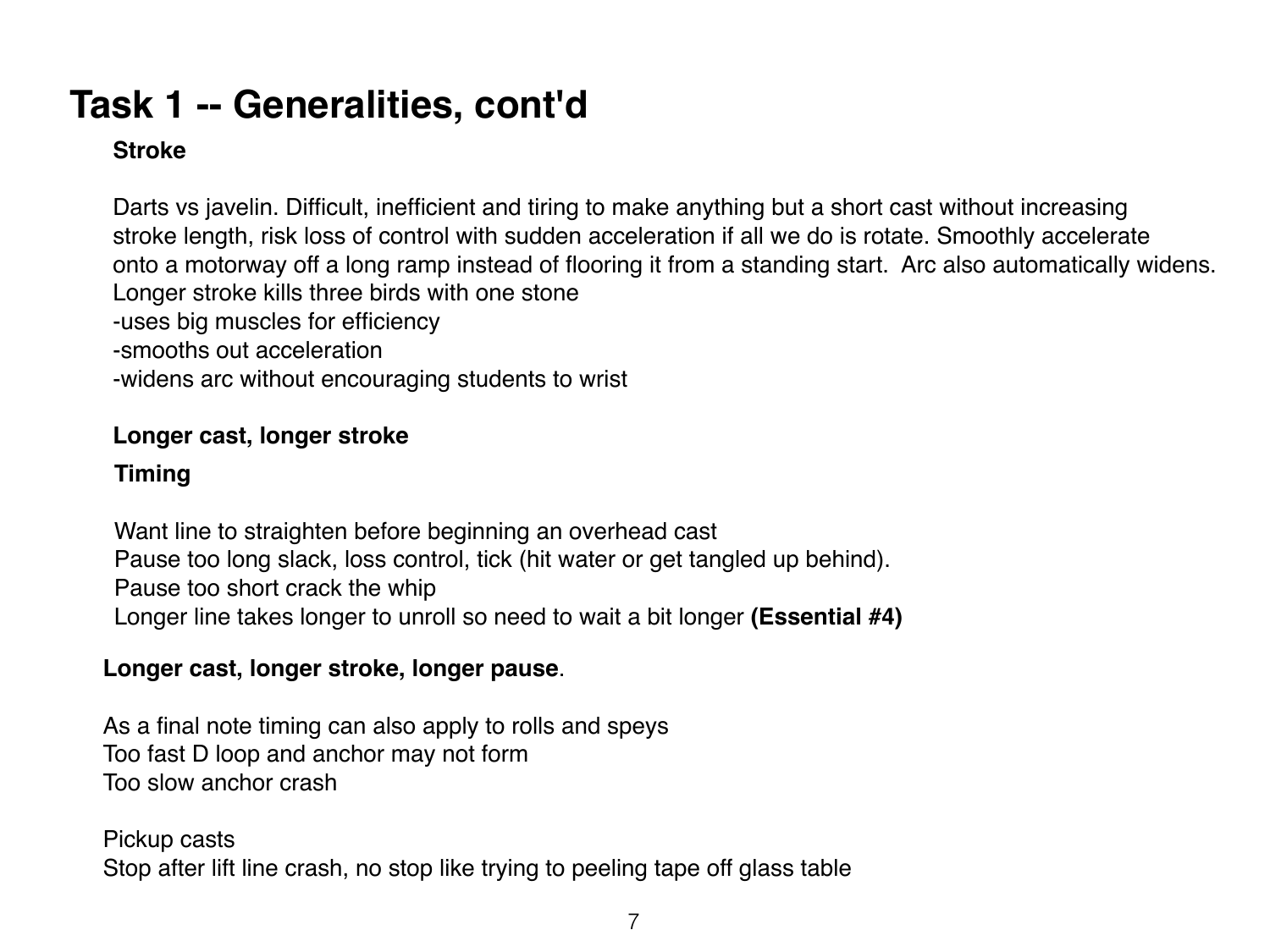# Task 1 -- Generalities, cont'd

**Stroke**

Darts vs javelin. Difficult, inefficient and tiring to make anything but a short cast without increasing stroke length, risk loss of control with sudden acceleration if all we do is rotate. Smoothly accelerate onto a motorway off a long ramp instead of flooring it from a standing start. Arc also automatically widens. Longer stroke kills three birds with one stone

-uses big muscles for efficiency
-smooths out acceleration
-widens arc without encouraging students to wrist

**Longer cast, longer stroke**

**Timing**

Want line to straighten before beginning an overhead cast
Pause too long slack, loss control, tick (hit water or get tangled up behind).
Pause too short crack the whip
Longer line takes longer to unroll so need to wait a bit longer **(Essential #4)**

**Longer cast, longer stroke, longer pause**.

As a final note timing can also apply to rolls and speys
Too fast D loop and anchor may not form
Too slow anchor crash

Pickup casts
Stop after lift line crash, no stop like trying to peeling tape off glass table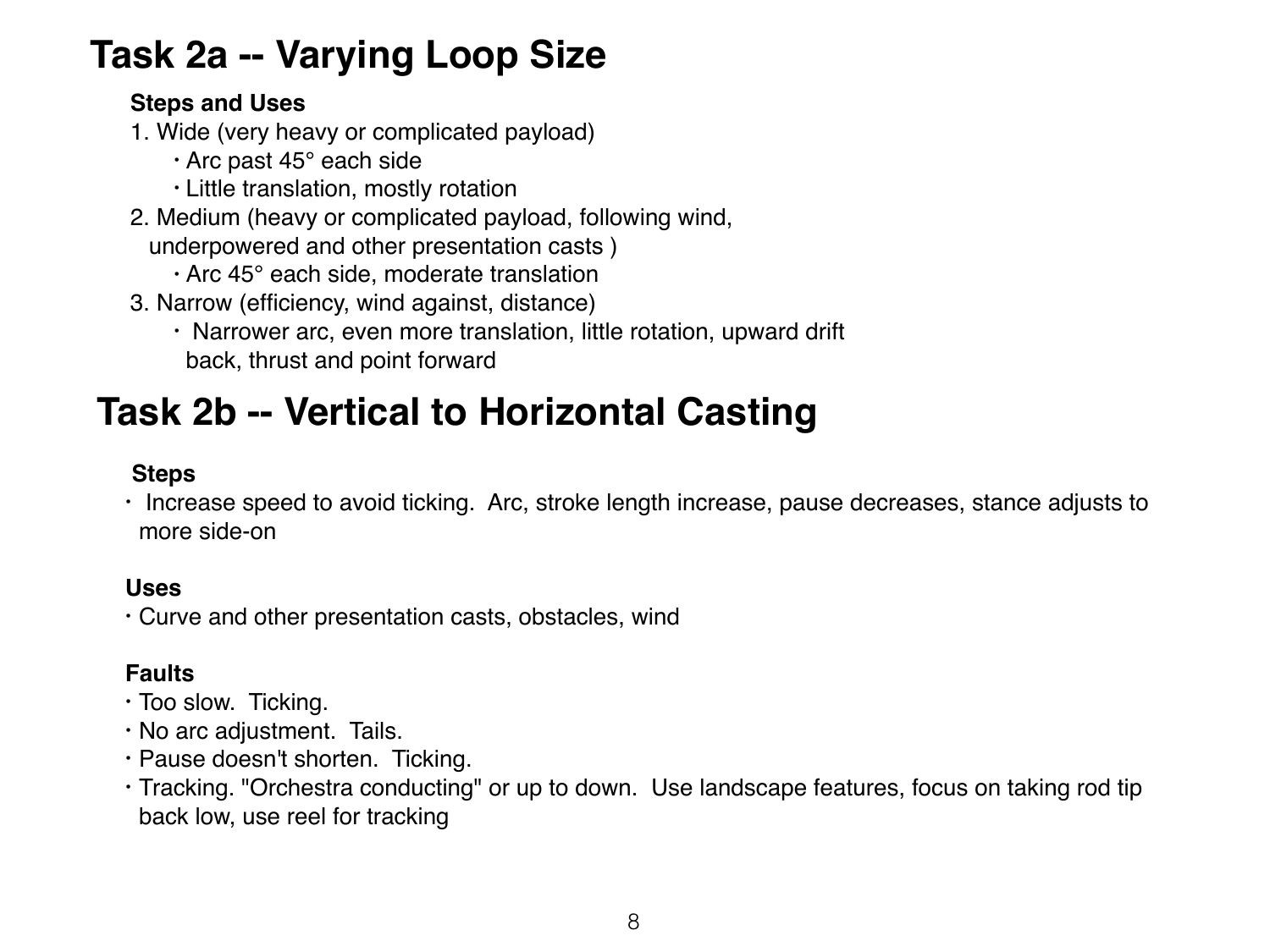# Task 2a -- Varying Loop Size

**Steps and Uses**

1. Wide (very heavy or complicated payload)
   - Arc past 45° each side
   - Little translation, mostly rotation
2. Medium (heavy or complicated payload, following wind, underpowered and other presentation casts )
   - Arc 45° each side, moderate translation
3. Narrow (efficiency, wind against, distance)
   - Narrower arc, even more translation, little rotation, upward drift back, thrust and point forward

# Task 2b -- Vertical to Horizontal Casting

**Steps**

- Increase speed to avoid ticking. Arc, stroke length increase, pause decreases, stance adjusts to more side-on

**Uses**

- Curve and other presentation casts, obstacles, wind

**Faults**

- Too slow. Ticking.
- No arc adjustment. Tails.
- Pause doesn't shorten. Ticking.
- Tracking. "Orchestra conducting" or up to down. Use landscape features, focus on taking rod tip back low, use reel for tracking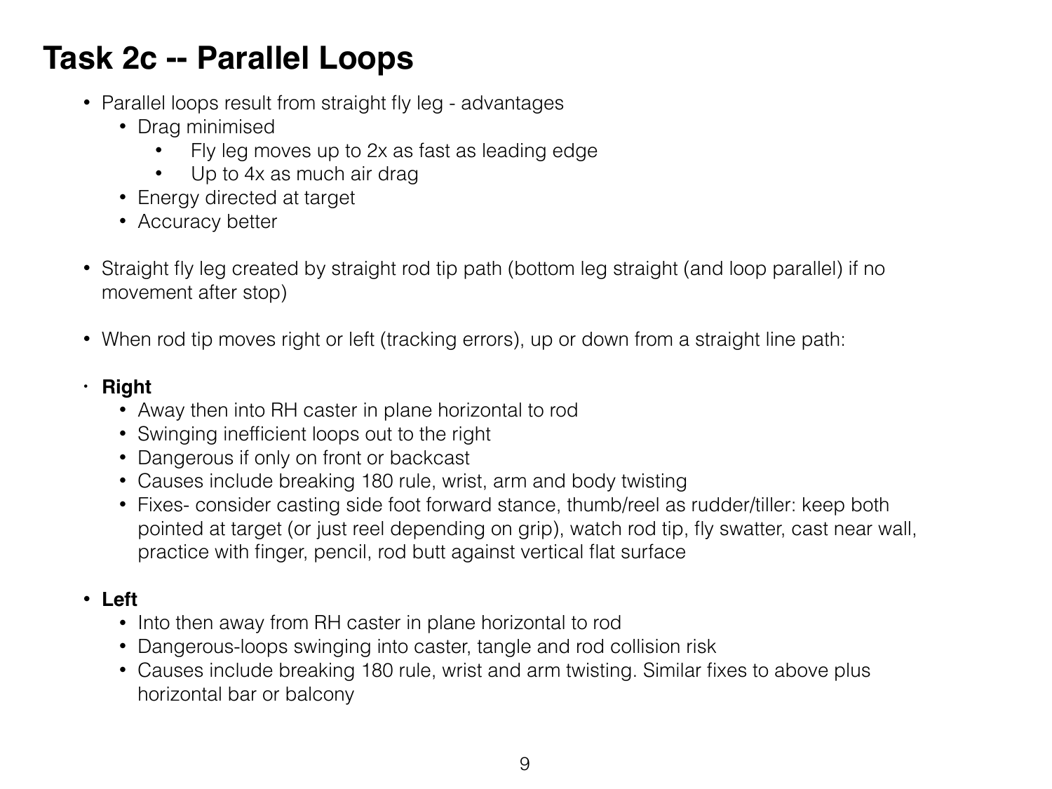# Task 2c -- Parallel Loops

- Parallel loops result from straight fly leg - advantages
  - Drag minimised
    - Fly leg moves up to 2x as fast as leading edge
    - Up to 4x as much air drag
  - Energy directed at target
  - Accuracy better

- Straight fly leg created by straight rod tip path (bottom leg straight (and loop parallel) if no movement after stop)

- When rod tip moves right or left (tracking errors), up or down from a straight line path:

- **Right**
  - Away then into RH caster in plane horizontal to rod
  - Swinging inefficient loops out to the right
  - Dangerous if only on front or backcast
  - Causes include breaking 180 rule, wrist, arm and body twisting
  - Fixes- consider casting side foot forward stance, thumb/reel as rudder/tiller: keep both pointed at target (or just reel depending on grip), watch rod tip, fly swatter, cast near wall, practice with finger, pencil, rod butt against vertical flat surface

- **Left**
  - Into then away from RH caster in plane horizontal to rod
  - Dangerous-loops swinging into caster, tangle and rod collision risk
  - Causes include breaking 180 rule, wrist and arm twisting. Similar fixes to above plus horizontal bar or balcony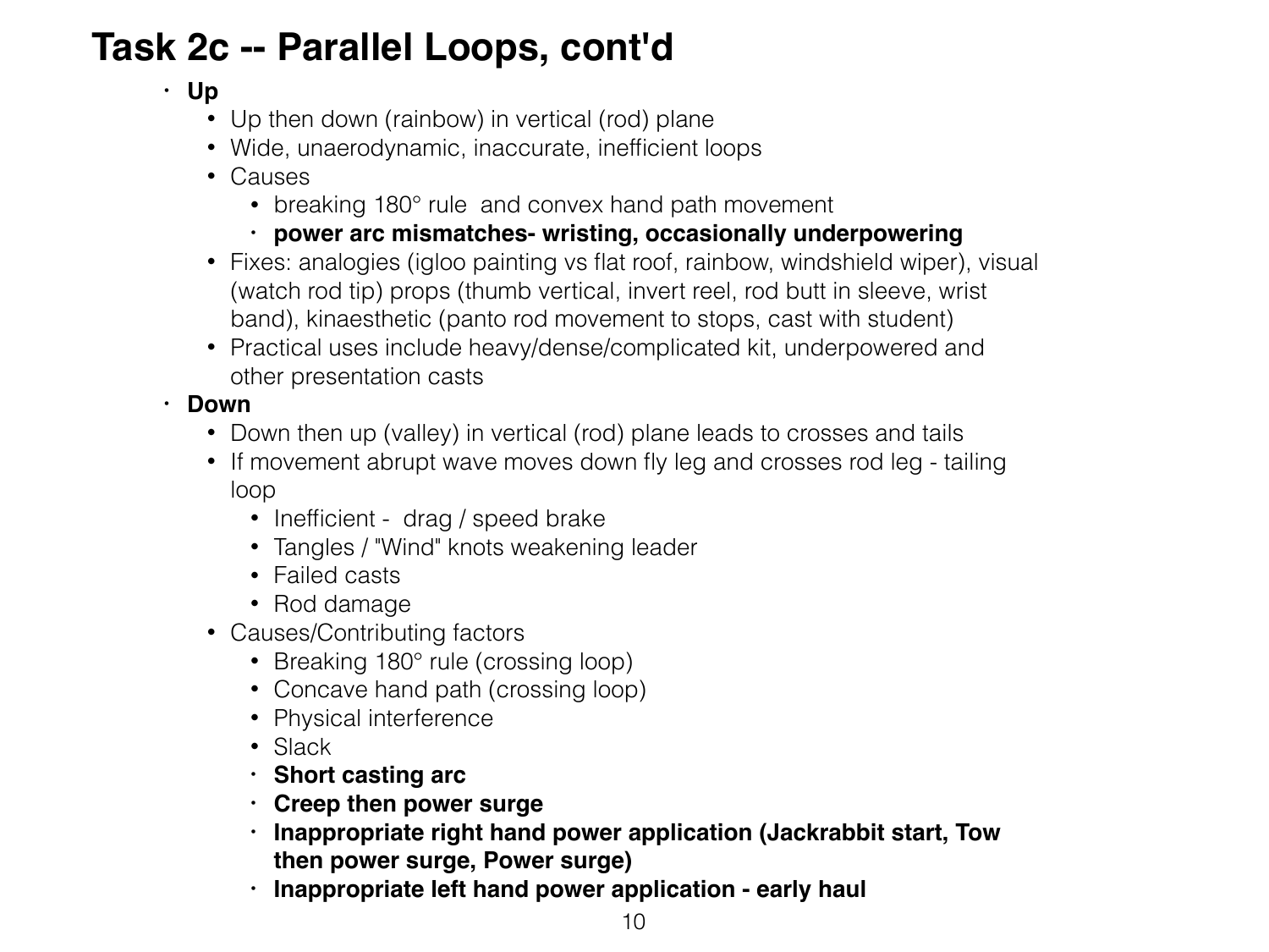# Task 2c -- Parallel Loops, cont'd

- **Up**
  - Up then down (rainbow) in vertical (rod) plane
  - Wide, unaerodynamic, inaccurate, inefficient loops
  - Causes
    - breaking 180° rule  and convex hand path movement
    - **power arc mismatches- wristing, occasionally underpowering**
  - Fixes: analogies (igloo painting vs flat roof, rainbow, windshield wiper), visual (watch rod tip) props (thumb vertical, invert reel, rod butt in sleeve, wrist band), kinaesthetic (panto rod movement to stops, cast with student)
  - Practical uses include heavy/dense/complicated kit, underpowered and other presentation casts
- **Down**
  - Down then up (valley) in vertical (rod) plane leads to crosses and tails
  - If movement abrupt wave moves down fly leg and crosses rod leg - tailing loop
    - Inefficient -  drag / speed brake
    - Tangles / "Wind" knots weakening leader
    - Failed casts
    - Rod damage
  - Causes/Contributing factors
    - Breaking 180° rule (crossing loop)
    - Concave hand path (crossing loop)
    - Physical interference
    - Slack
    - **Short casting arc**
    - **Creep then power surge**
    - **Inappropriate right hand power application (Jackrabbit start, Tow then power surge, Power surge)**
    - **Inappropriate left hand power application - early haul**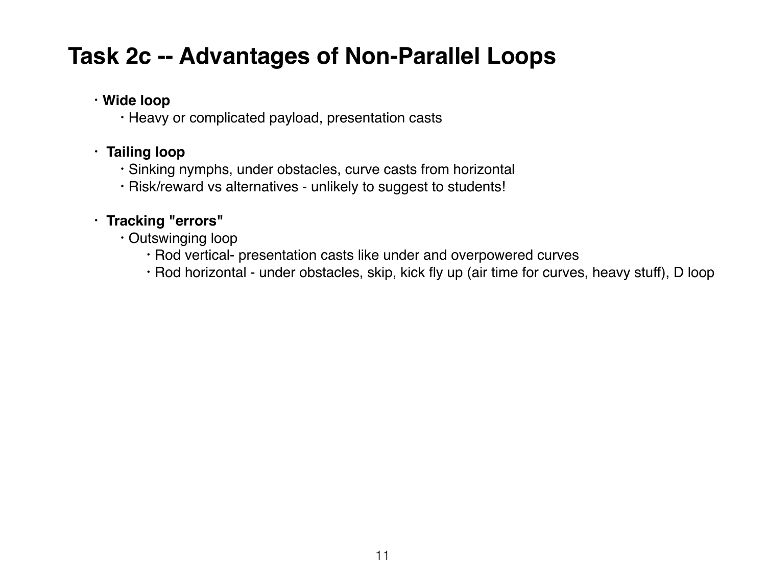# Task 2c -- Advantages of Non-Parallel Loops

- **Wide loop**
  - Heavy or complicated payload, presentation casts

- **Tailing loop**
  - Sinking nymphs, under obstacles, curve casts from horizontal
  - Risk/reward vs alternatives - unlikely to suggest to students!

- **Tracking "errors"**
  - Outswinging loop
    - Rod vertical- presentation casts like under and overpowered curves
    - Rod horizontal - under obstacles, skip, kick fly up (air time for curves, heavy stuff), D loop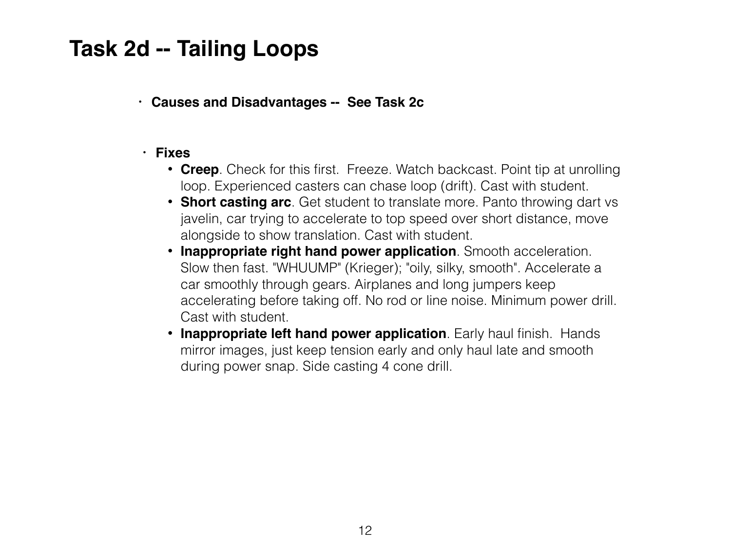# Task 2d -- Tailing Loops

- **Causes and Disadvantages -- See Task 2c**

- **Fixes**
  - **Creep**. Check for this first. Freeze. Watch backcast. Point tip at unrolling loop. Experienced casters can chase loop (drift). Cast with student.
  - **Short casting arc**. Get student to translate more. Panto throwing dart vs javelin, car trying to accelerate to top speed over short distance, move alongside to show translation. Cast with student.
  - **Inappropriate right hand power application**. Smooth acceleration. Slow then fast. "WHUUMP" (Krieger); "oily, silky, smooth". Accelerate a car smoothly through gears. Airplanes and long jumpers keep accelerating before taking off. No rod or line noise. Minimum power drill. Cast with student.
  - **Inappropriate left hand power application**. Early haul finish. Hands mirror images, just keep tension early and only haul late and smooth during power snap. Side casting 4 cone drill.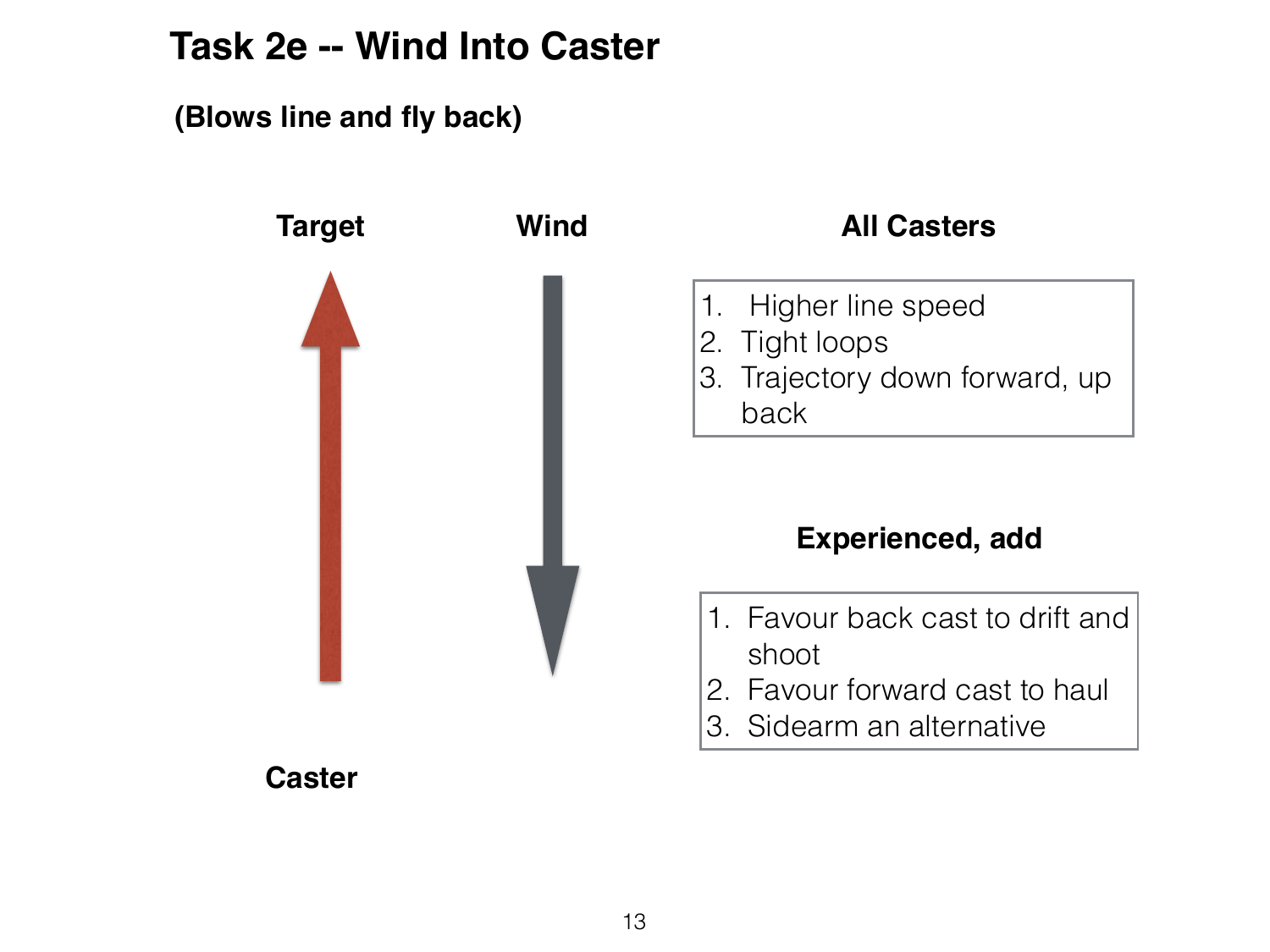# Task 2e -- Wind Into Caster

**(Blows line and fly back)**

**Target**

**Wind**

**Caster**

**All Casters**

1. Higher line speed
2. Tight loops
3. Trajectory down forward, up back

**Experienced, add**

1. Favour back cast to drift and shoot
2. Favour forward cast to haul
3. Sidearm an alternative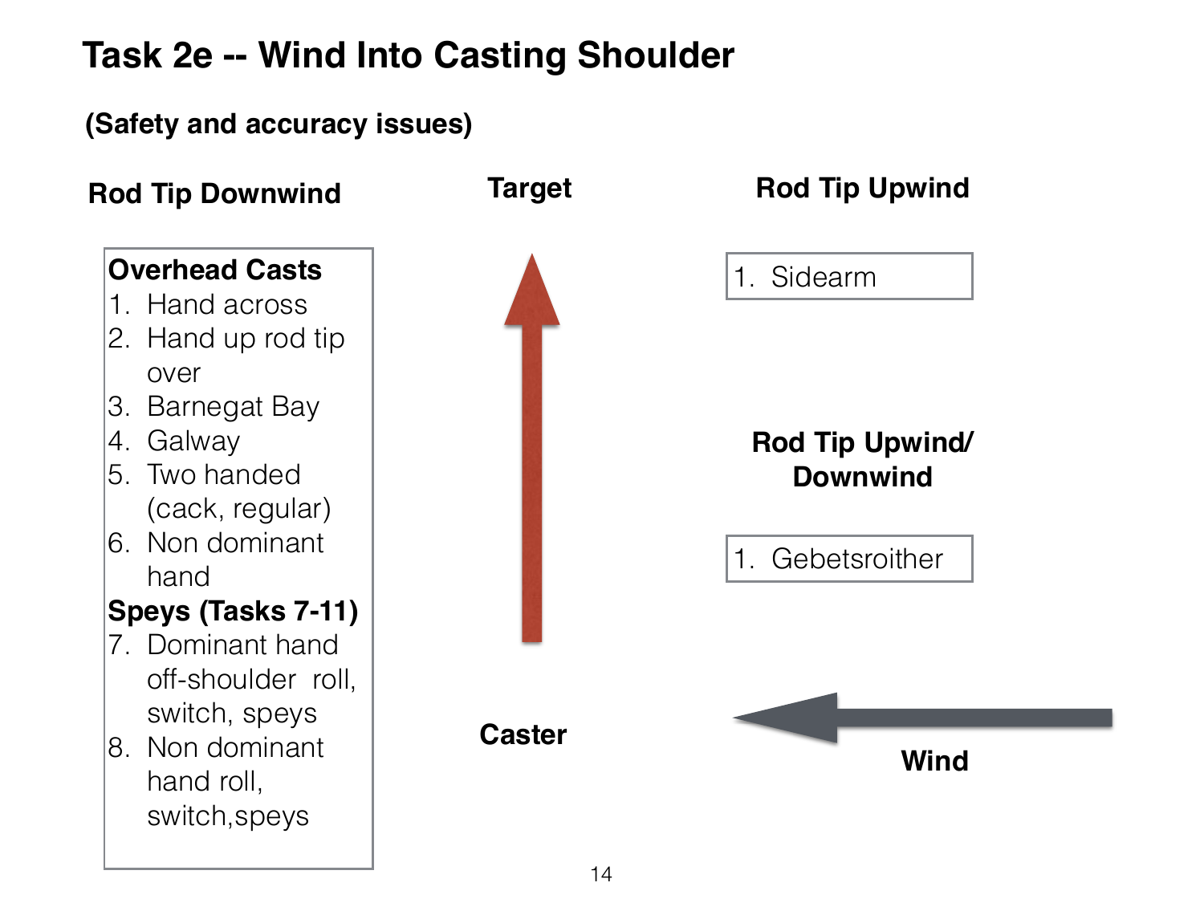# Task 2e -- Wind Into Casting Shoulder

**(Safety and accuracy issues)**

### Rod Tip Downwind

**Overhead Casts**

1. Hand across
2. Hand up rod tip over
3. Barnegat Bay
4. Galway
5. Two handed (cack, regular)
6. Non dominant hand

**Speys (Tasks 7-11)**

7. Dominant hand off-shoulder roll, switch, speys
8. Non dominant hand roll, switch,speys

### Target

### Caster

### Rod Tip Upwind

1. Sidearm

### Rod Tip Upwind/ Downwind

1. Gebetsroither

### Wind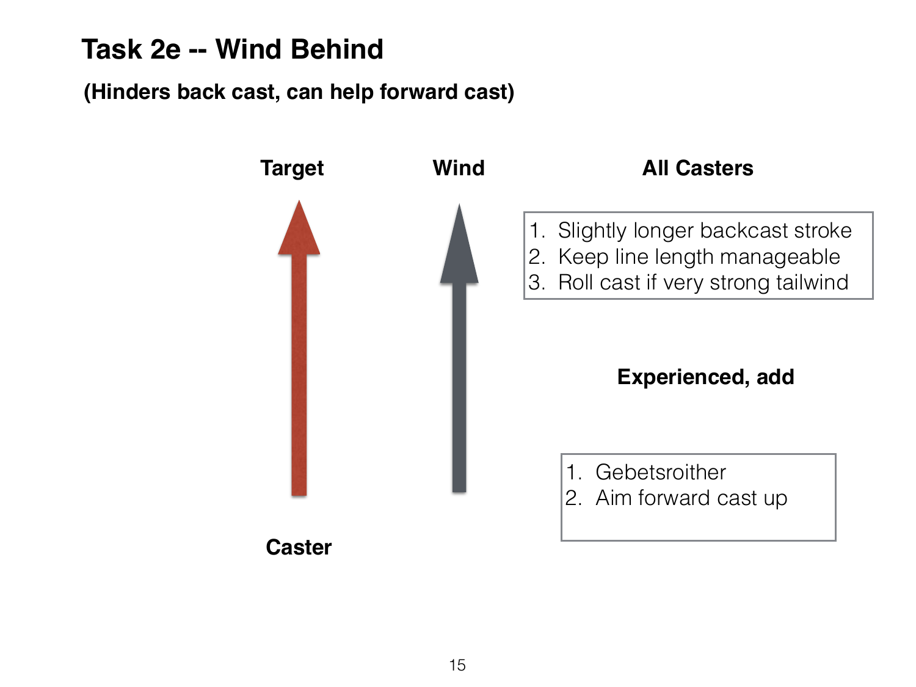# Task 2e -- Wind Behind

**(Hinders back cast, can help forward cast)**

**Target**

**Wind**

**Caster**

**All Casters**

1. Slightly longer backcast stroke
2. Keep line length manageable
3. Roll cast if very strong tailwind

**Experienced, add**

1. Gebetsroither
2. Aim forward cast up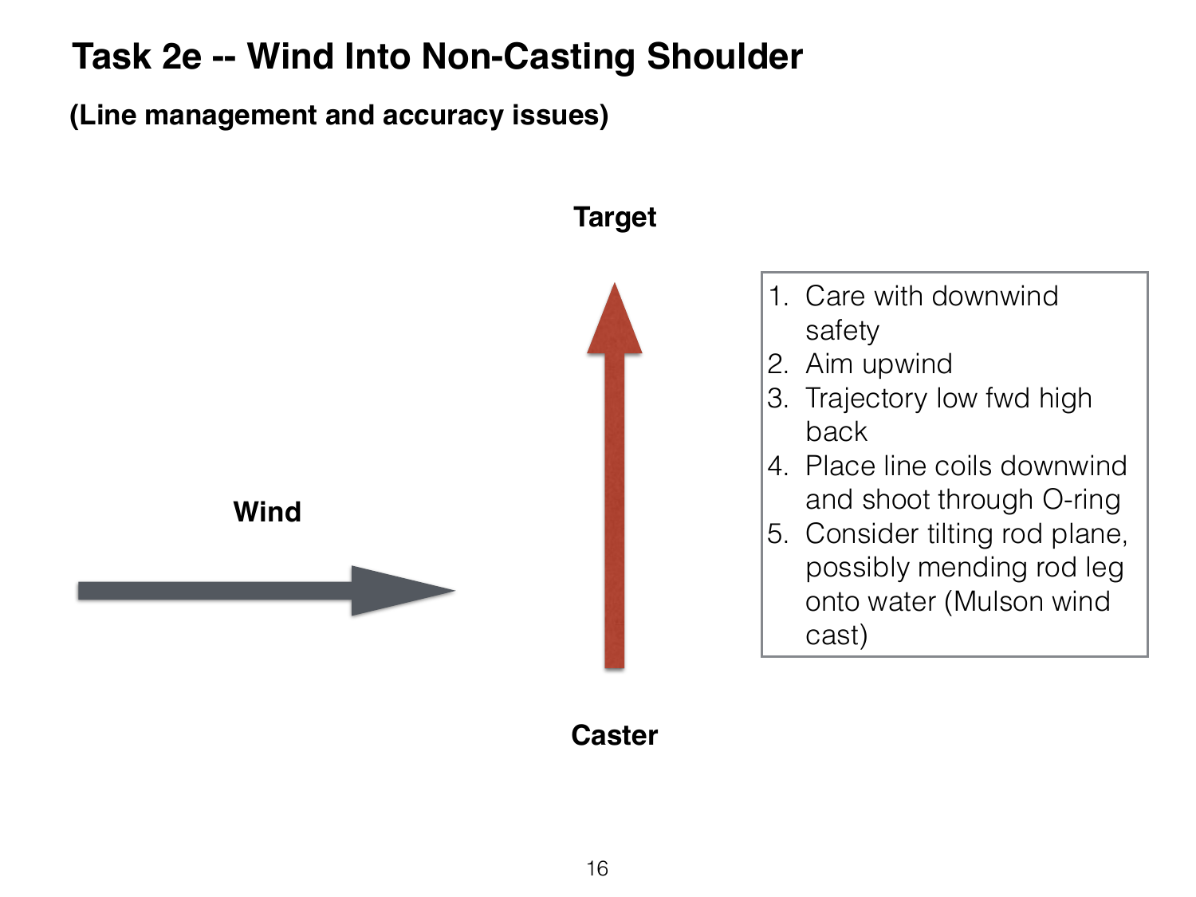# Task 2e -- Wind Into Non-Casting Shoulder

**(Line management and accuracy issues)**

Target

Wind

Caster

1. Care with downwind safety
2. Aim upwind
3. Trajectory low fwd high back
4. Place line coils downwind and shoot through O-ring
5. Consider tilting rod plane, possibly mending rod leg onto water (Mulson wind cast)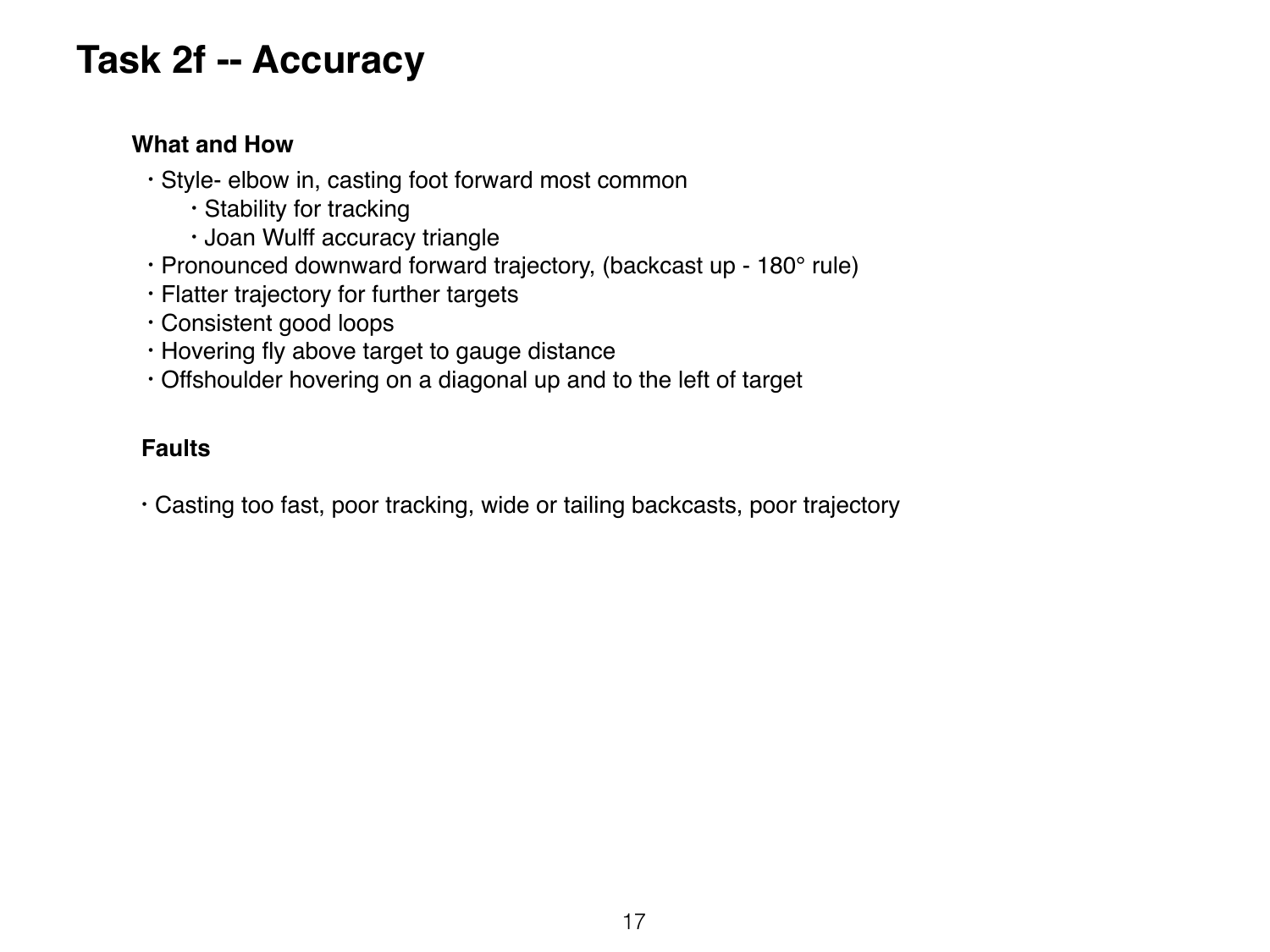# Task 2f -- Accuracy

**What and How**

- Style- elbow in, casting foot forward most common
    - Stability for tracking
    - Joan Wulff accuracy triangle
- Pronounced downward forward trajectory, (backcast up - 180° rule)
- Flatter trajectory for further targets
- Consistent good loops
- Hovering fly above target to gauge distance
- Offshoulder hovering on a diagonal up and to the left of target

**Faults**

- Casting too fast, poor tracking, wide or tailing backcasts, poor trajectory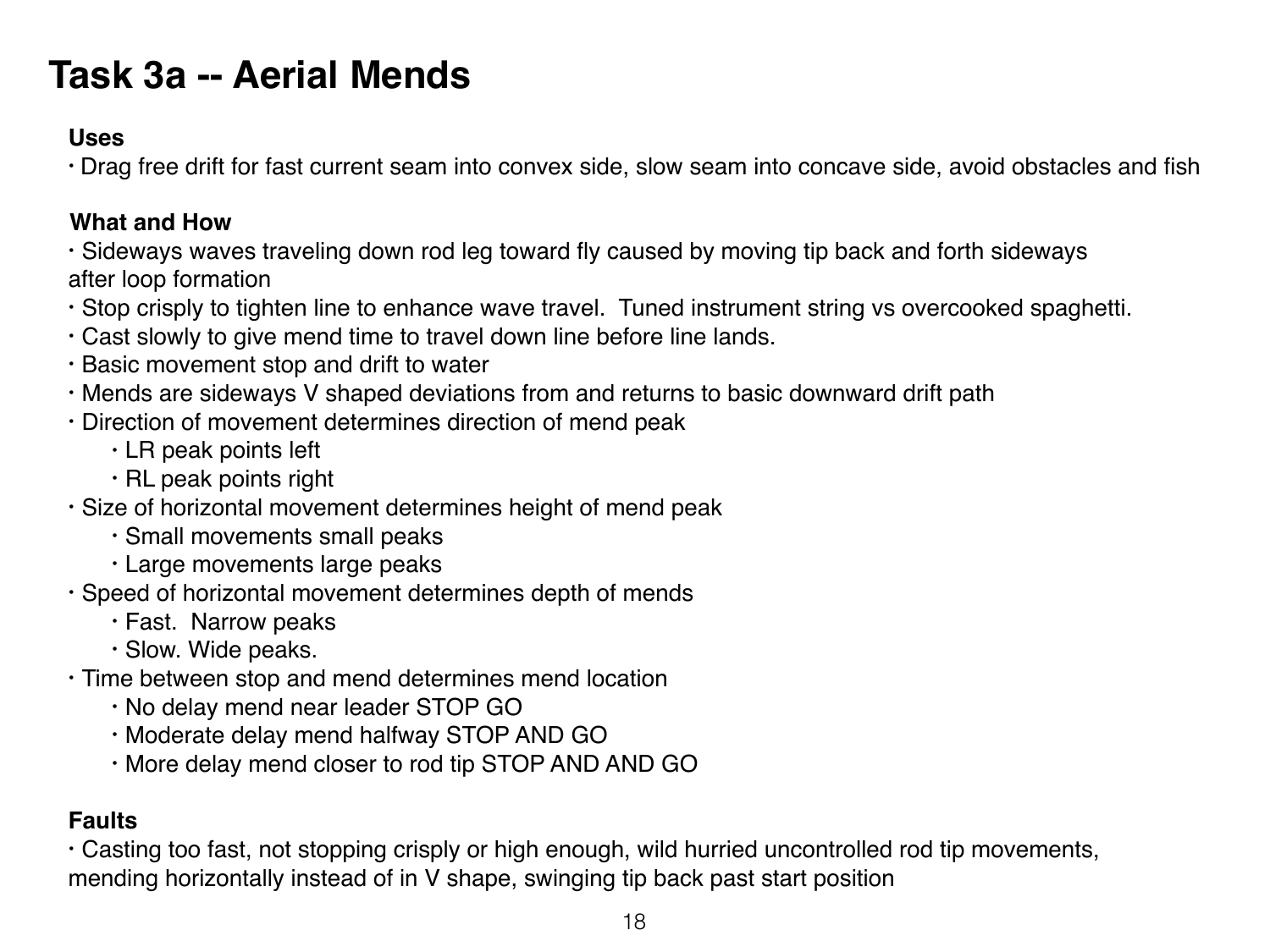# Task 3a -- Aerial Mends

**Uses**

- Drag free drift for fast current seam into convex side, slow seam into concave side, avoid obstacles and fish

**What and How**

- Sideways waves traveling down rod leg toward fly caused by moving tip back and forth sideways after loop formation
- Stop crisply to tighten line to enhance wave travel.  Tuned instrument string vs overcooked spaghetti.
- Cast slowly to give mend time to travel down line before line lands.
- Basic movement stop and drift to water
- Mends are sideways V shaped deviations from and returns to basic downward drift path
- Direction of movement determines direction of mend peak
    - LR peak points left
    - RL peak points right
- Size of horizontal movement determines height of mend peak
    - Small movements small peaks
    - Large movements large peaks
- Speed of horizontal movement determines depth of mends
    - Fast.  Narrow peaks
    - Slow. Wide peaks.
- Time between stop and mend determines mend location
    - No delay mend near leader STOP GO
    - Moderate delay mend halfway STOP AND GO
    - More delay mend closer to rod tip STOP AND AND GO

**Faults**

- Casting too fast, not stopping crisply or high enough, wild hurried uncontrolled rod tip movements, mending horizontally instead of in V shape, swinging tip back past start position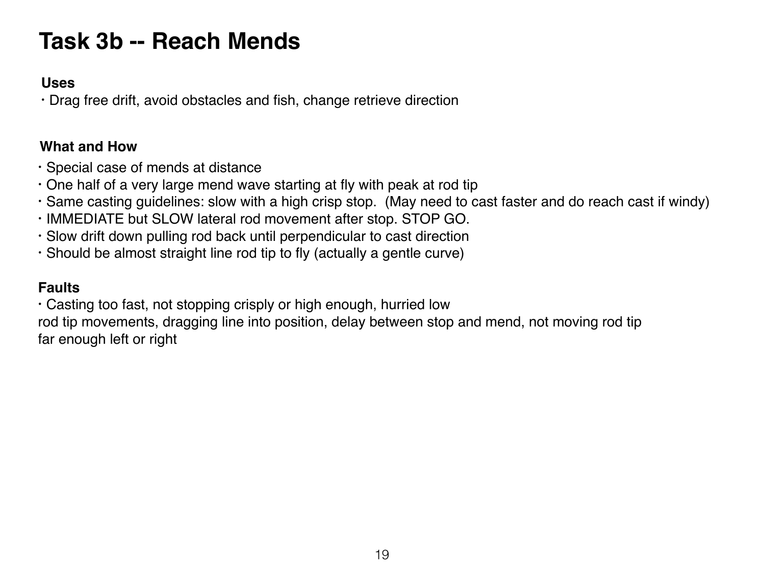# Task 3b -- Reach Mends

**Uses**

- Drag free drift, avoid obstacles and fish, change retrieve direction

**What and How**

- Special case of mends at distance
- One half of a very large mend wave starting at fly with peak at rod tip
- Same casting guidelines: slow with a high crisp stop. (May need to cast faster and do reach cast if windy)
- IMMEDIATE but SLOW lateral rod movement after stop. STOP GO.
- Slow drift down pulling rod back until perpendicular to cast direction
- Should be almost straight line rod tip to fly (actually a gentle curve)

**Faults**

- Casting too fast, not stopping crisply or high enough, hurried low rod tip movements, dragging line into position, delay between stop and mend, not moving rod tip far enough left or right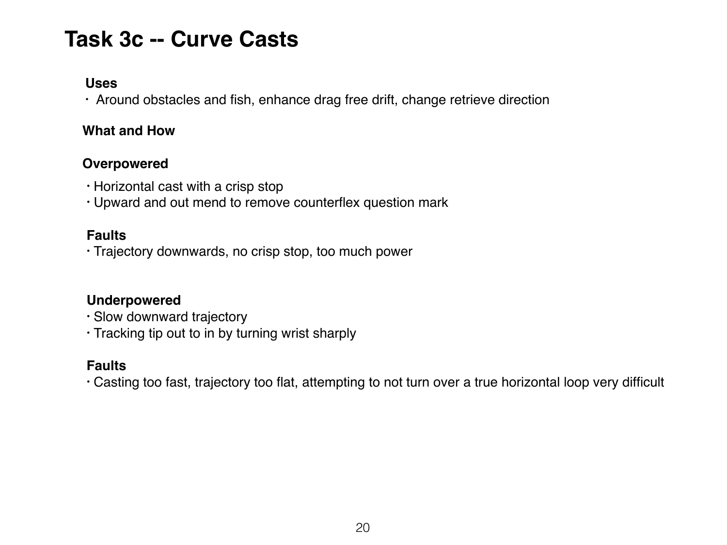# Task 3c -- Curve Casts

**Uses**

- Around obstacles and fish, enhance drag free drift, change retrieve direction

**What and How**

**Overpowered**

- Horizontal cast with a crisp stop
- Upward and out mend to remove counterflex question mark

**Faults**

- Trajectory downwards, no crisp stop, too much power

**Underpowered**

- Slow downward trajectory
- Tracking tip out to in by turning wrist sharply

**Faults**

- Casting too fast, trajectory too flat, attempting to not turn over a true horizontal loop very difficult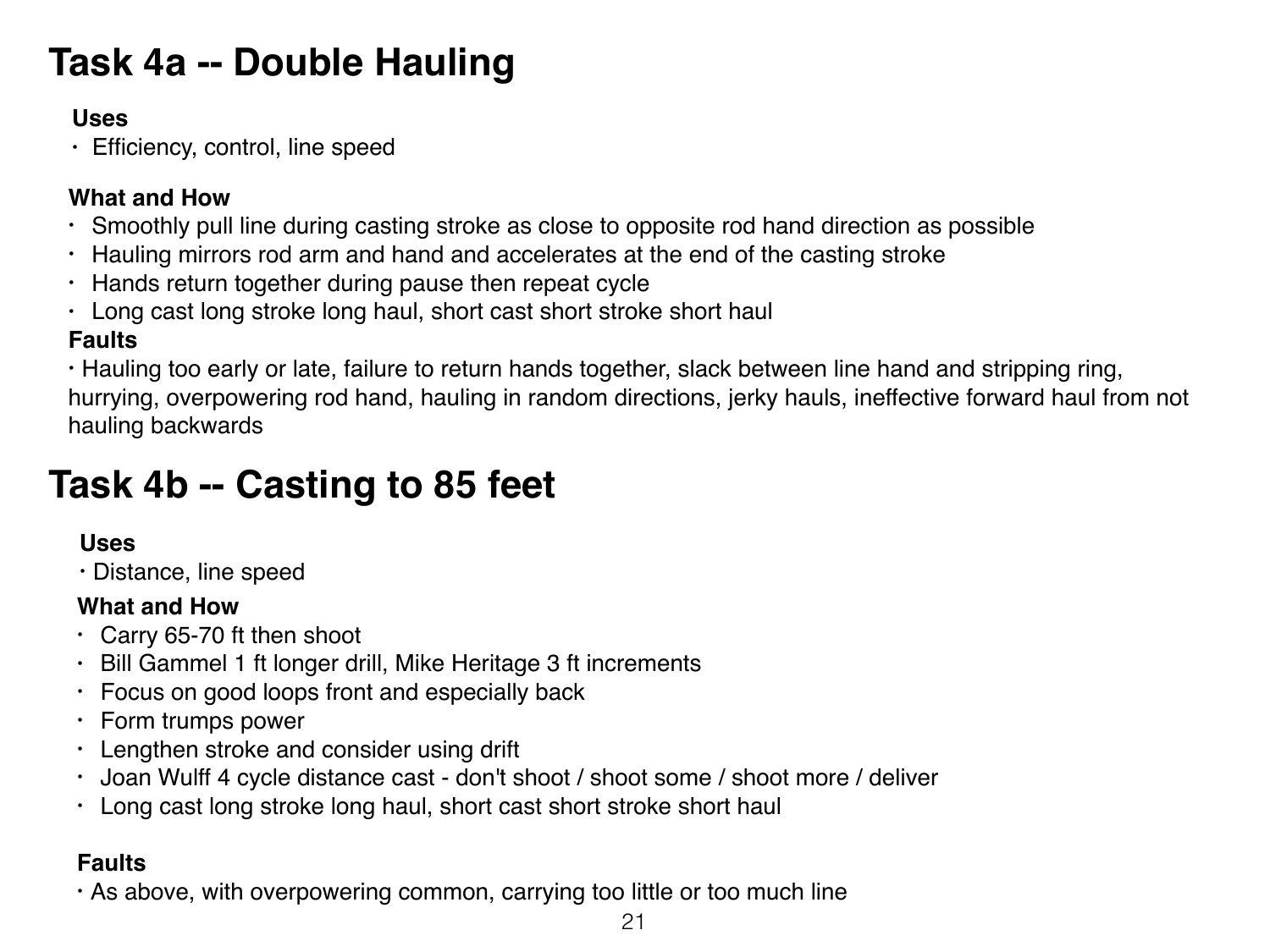# Task 4a -- Double Hauling

**Uses**

- Efficiency, control, line speed

**What and How**

- Smoothly pull line during casting stroke as close to opposite rod hand direction as possible
- Hauling mirrors rod arm and hand and accelerates at the end of the casting stroke
- Hands return together during pause then repeat cycle
- Long cast long stroke long haul, short cast short stroke short haul

**Faults**

- Hauling too early or late, failure to return hands together, slack between line hand and stripping ring, hurrying, overpowering rod hand, hauling in random directions, jerky hauls, ineffective forward haul from not hauling backwards

# Task 4b -- Casting to 85 feet

**Uses**

- Distance, line speed

**What and How**

- Carry 65-70 ft then shoot
- Bill Gammel 1 ft longer drill, Mike Heritage 3 ft increments
- Focus on good loops front and especially back
- Form trumps power
- Lengthen stroke and consider using drift
- Joan Wulff 4 cycle distance cast - don't shoot / shoot some / shoot more / deliver
- Long cast long stroke long haul, short cast short stroke short haul

**Faults**

- As above, with overpowering common, carrying too little or too much line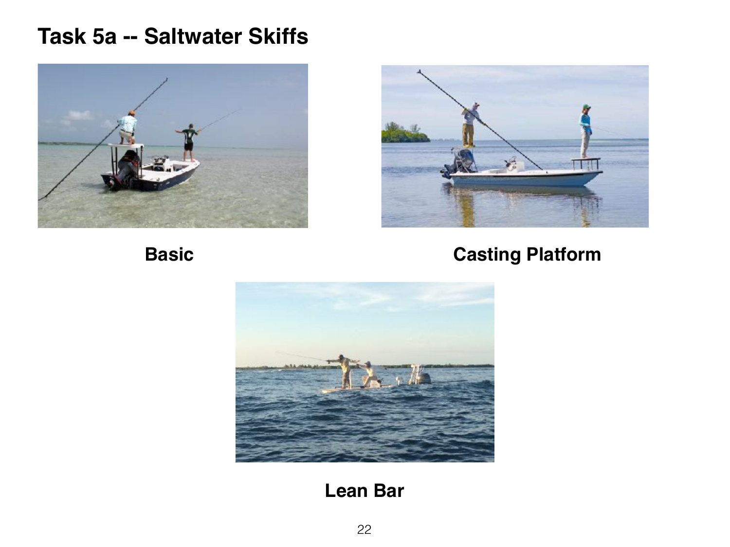# Task 5a -- Saltwater Skiffs

**Basic**

**Casting Platform**

**Lean Bar**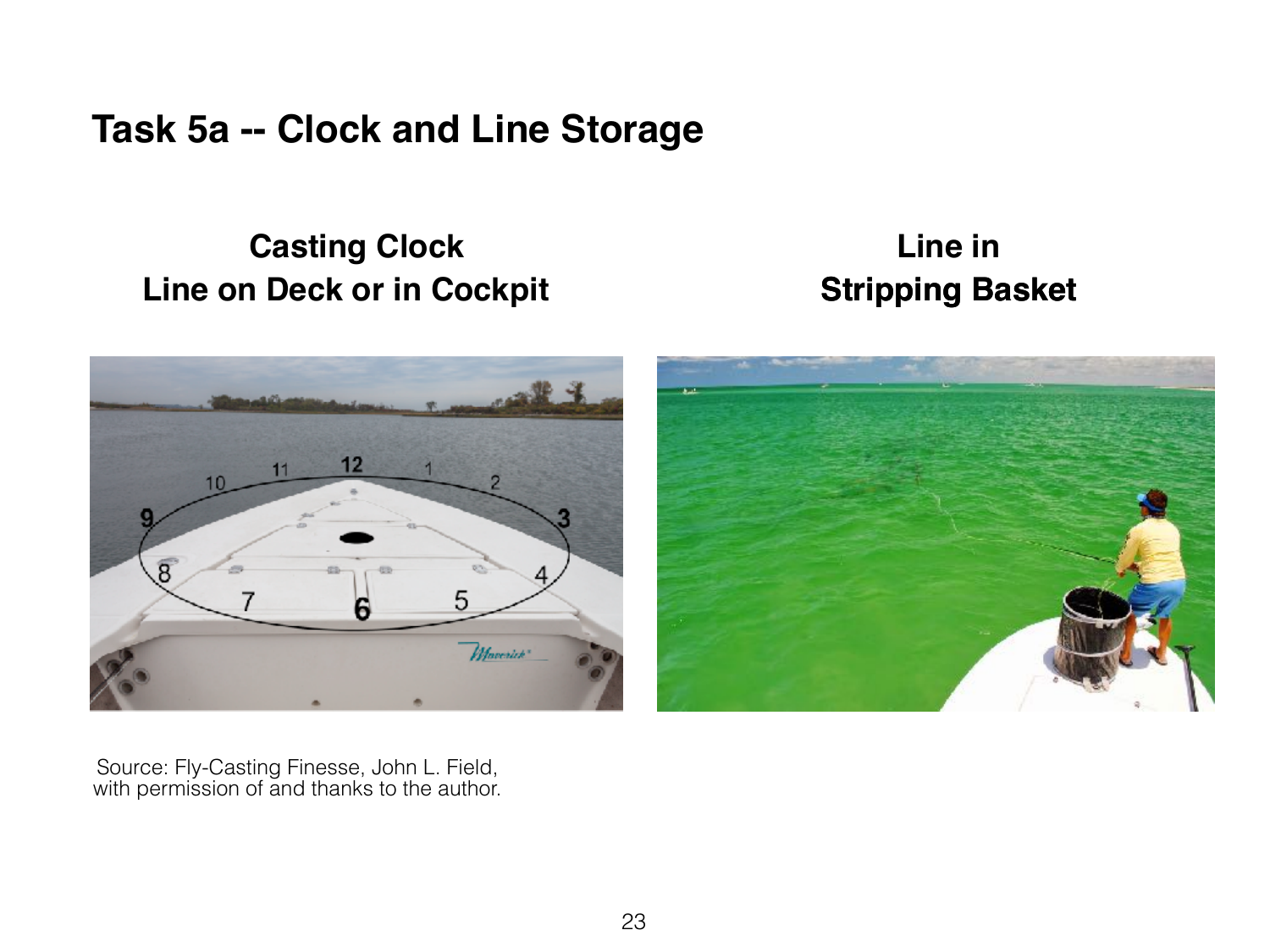# Task 5a -- Clock and Line Storage

**Casting Clock**
**Line on Deck or in Cockpit**

**Line in**
**Stripping Basket**

Source: Fly-Casting Finesse, John L. Field, with permission of and thanks to the author.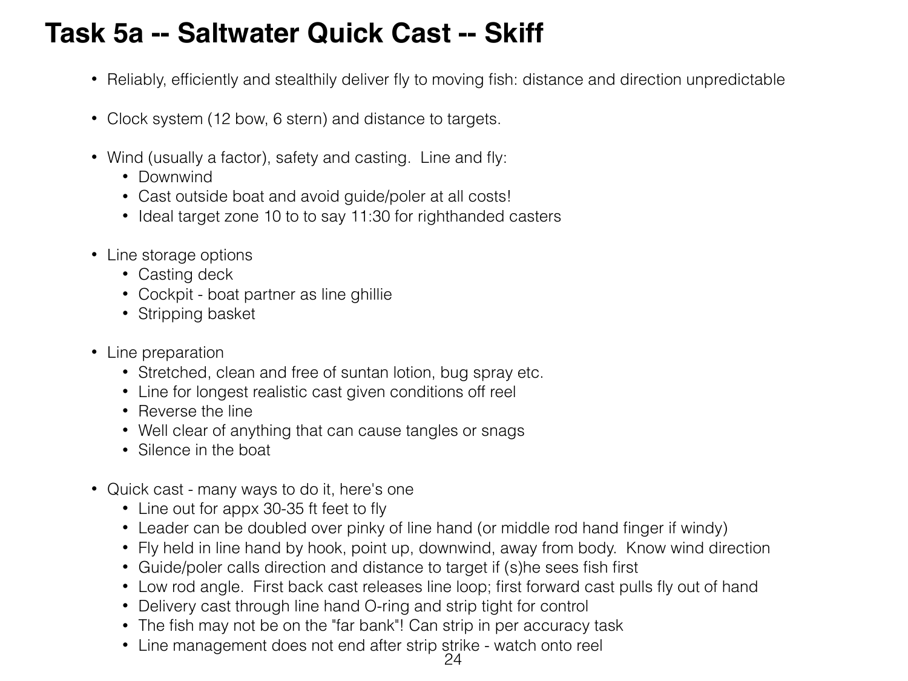# Task 5a -- Saltwater Quick Cast -- Skiff

- Reliably, efficiently and stealthily deliver fly to moving fish: distance and direction unpredictable

- Clock system (12 bow, 6 stern) and distance to targets.

- Wind (usually a factor), safety and casting. Line and fly:
  - Downwind
  - Cast outside boat and avoid guide/poler at all costs!
  - Ideal target zone 10 to to say 11:30 for righthanded casters

- Line storage options
  - Casting deck
  - Cockpit - boat partner as line ghillie
  - Stripping basket

- Line preparation
  - Stretched, clean and free of suntan lotion, bug spray etc.
  - Line for longest realistic cast given conditions off reel
  - Reverse the line
  - Well clear of anything that can cause tangles or snags
  - Silence in the boat

- Quick cast - many ways to do it, here's one
  - Line out for appx 30-35 ft feet to fly
  - Leader can be doubled over pinky of line hand (or middle rod hand finger if windy)
  - Fly held in line hand by hook, point up, downwind, away from body. Know wind direction
  - Guide/poler calls direction and distance to target if (s)he sees fish first
  - Low rod angle. First back cast releases line loop; first forward cast pulls fly out of hand
  - Delivery cast through line hand O-ring and strip tight for control
  - The fish may not be on the "far bank"! Can strip in per accuracy task
  - Line management does not end after strip strike - watch onto reel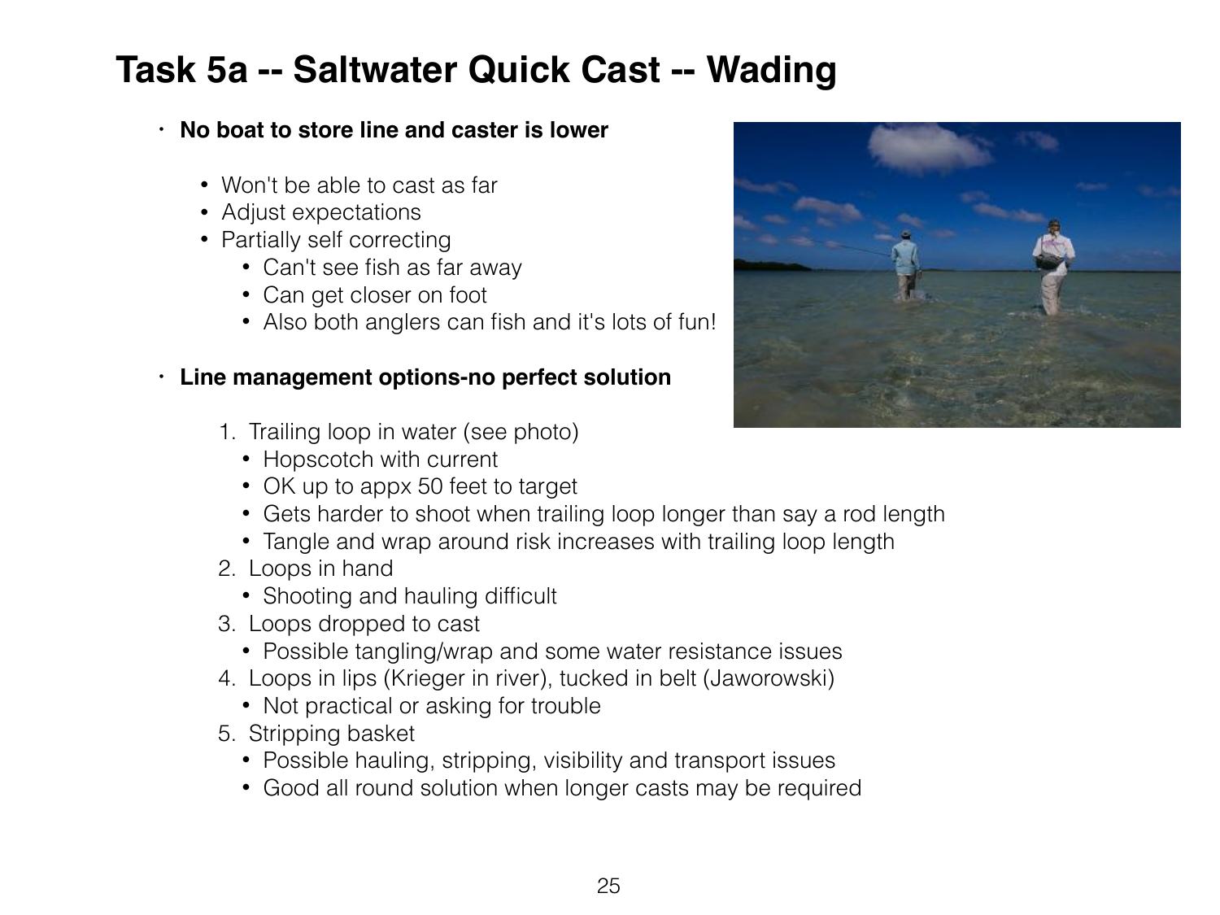# Task 5a -- Saltwater Quick Cast -- Wading

- **No boat to store line and caster is lower**
  - Won't be able to cast as far
  - Adjust expectations
  - Partially self correcting
    - Can't see fish as far away
    - Can get closer on foot
    - Also both anglers can fish and it's lots of fun!

- **Line management options-no perfect solution**

  1. Trailing loop in water (see photo)
     - Hopscotch with current
     - OK up to appx 50 feet to target
     - Gets harder to shoot when trailing loop longer than say a rod length
     - Tangle and wrap around risk increases with trailing loop length
  2. Loops in hand
     - Shooting and hauling difficult
  3. Loops dropped to cast
     - Possible tangling/wrap and some water resistance issues
  4. Loops in lips (Krieger in river), tucked in belt (Jaworowski)
     - Not practical or asking for trouble
  5. Stripping basket
     - Possible hauling, stripping, visibility and transport issues
     - Good all round solution when longer casts may be required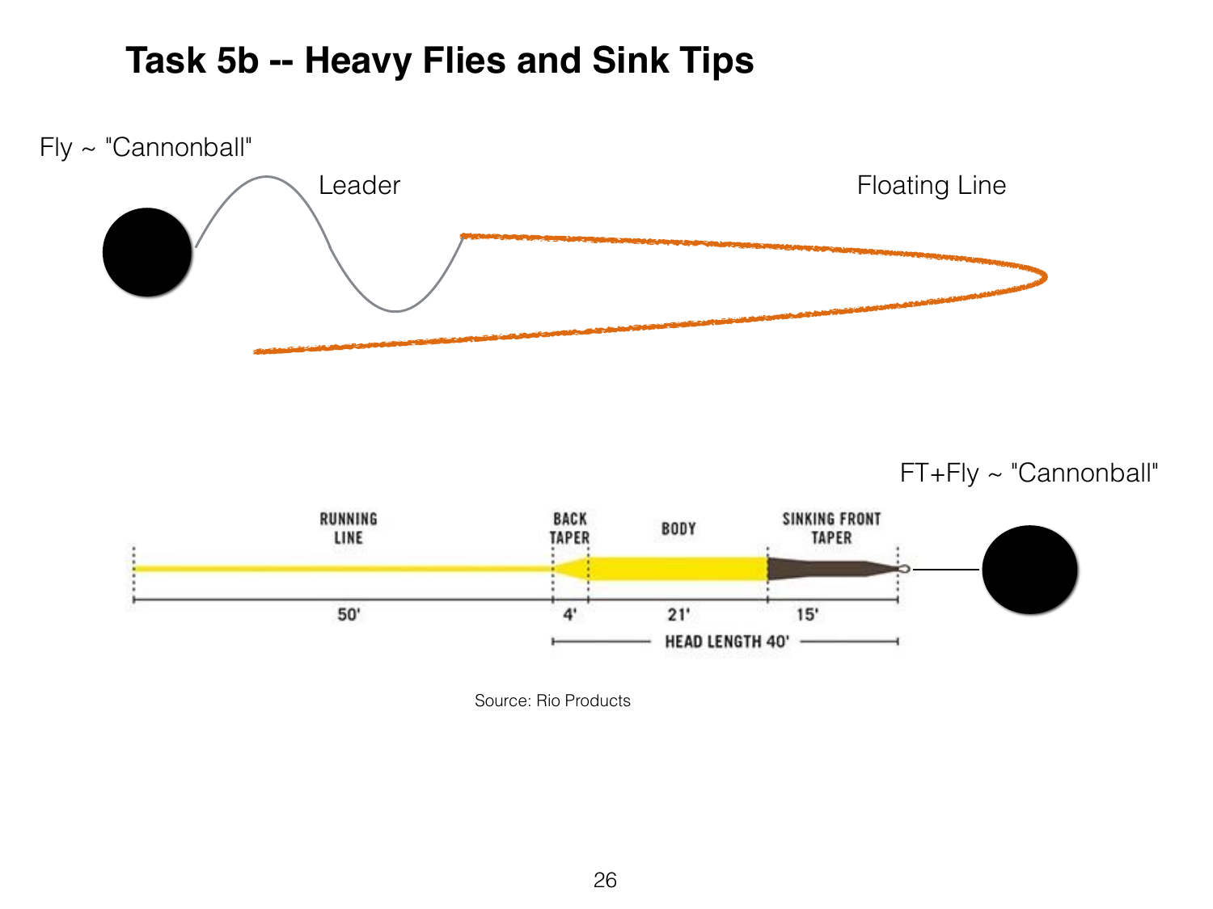# Task 5b -- Heavy Flies and Sink Tips

Fly ~ "Cannonball"

Leader

Floating Line

FT+Fly ~ "Cannonball"

RUNNING LINE — 50'

BACK TAPER — 4'

BODY — 21'

SINKING FRONT TAPER — 15'

HEAD LENGTH 40'

Source: Rio Products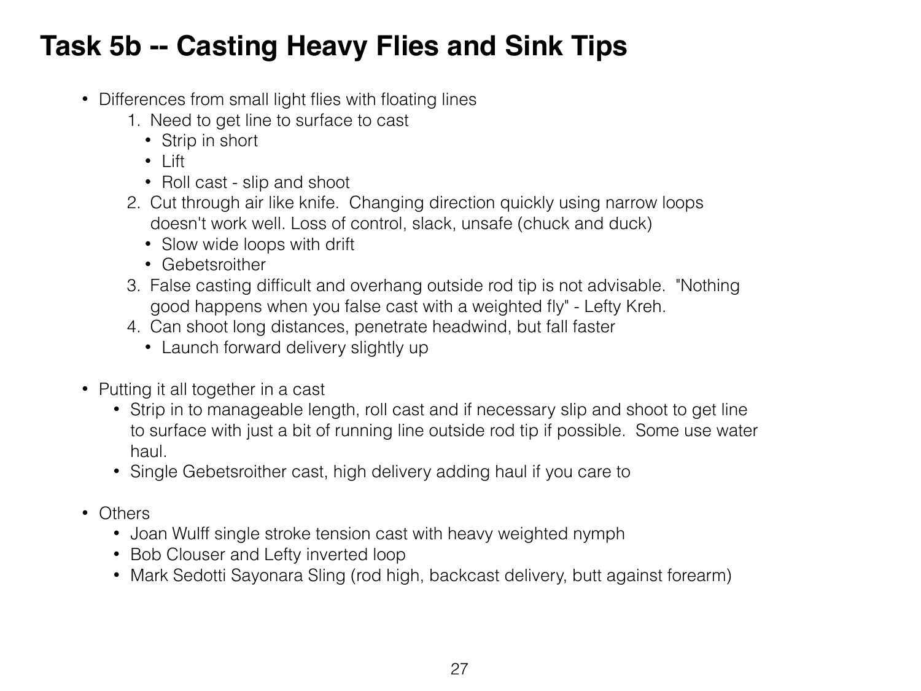# Task 5b -- Casting Heavy Flies and Sink Tips

- Differences from small light flies with floating lines
  1. Need to get line to surface to cast
     - Strip in short
     - Lift
     - Roll cast - slip and shoot
  2. Cut through air like knife. Changing direction quickly using narrow loops doesn't work well. Loss of control, slack, unsafe (chuck and duck)
     - Slow wide loops with drift
     - Gebetsroither
  3. False casting difficult and overhang outside rod tip is not advisable. "Nothing good happens when you false cast with a weighted fly" - Lefty Kreh.
  4. Can shoot long distances, penetrate headwind, but fall faster
     - Launch forward delivery slightly up

- Putting it all together in a cast
  - Strip in to manageable length, roll cast and if necessary slip and shoot to get line to surface with just a bit of running line outside rod tip if possible. Some use water haul.
  - Single Gebetsroither cast, high delivery adding haul if you care to

- Others
  - Joan Wulff single stroke tension cast with heavy weighted nymph
  - Bob Clouser and Lefty inverted loop
  - Mark Sedotti Sayonara Sling (rod high, backcast delivery, butt against forearm)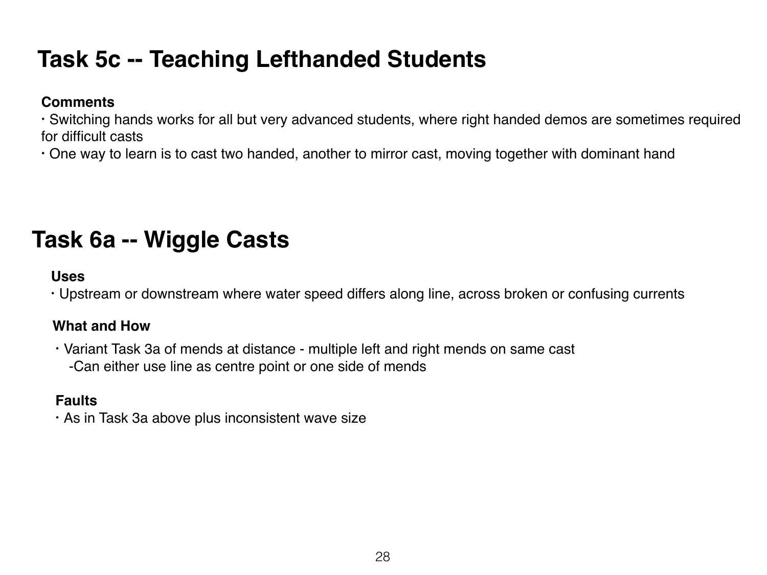## Task 5c -- Teaching Lefthanded Students

**Comments**

- Switching hands works for all but very advanced students, where right handed demos are sometimes required for difficult casts
- One way to learn is to cast two handed, another to mirror cast, moving together with dominant hand

## Task 6a -- Wiggle Casts

**Uses**

- Upstream or downstream where water speed differs along line, across broken or confusing currents

**What and How**

- Variant Task 3a of mends at distance - multiple left and right mends on same cast
  - Can either use line as centre point or one side of mends

**Faults**

- As in Task 3a above plus inconsistent wave size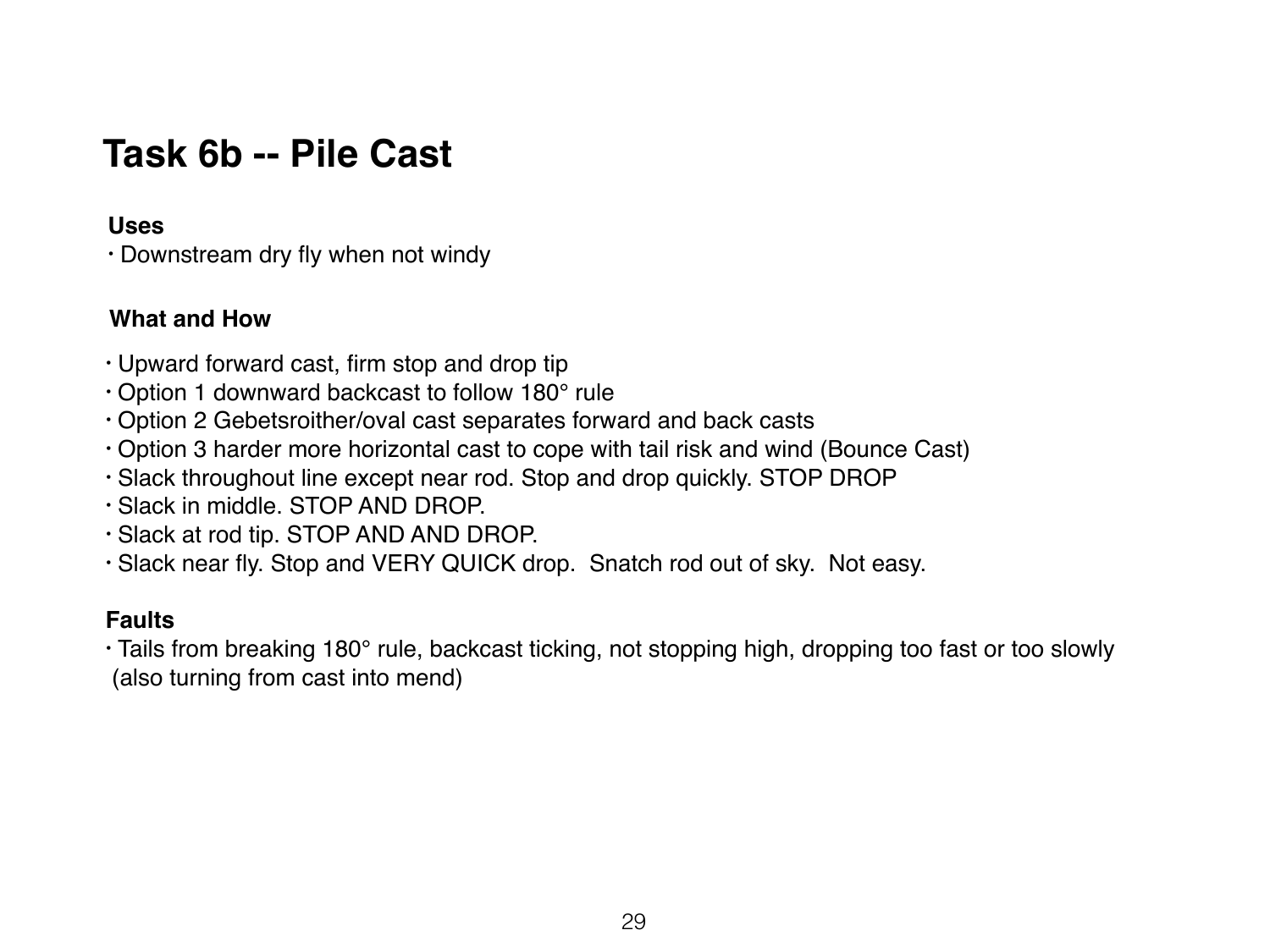# Task 6b -- Pile Cast

**Uses**

- Downstream dry fly when not windy

**What and How**

- Upward forward cast, firm stop and drop tip
- Option 1 downward backcast to follow 180° rule
- Option 2 Gebetsroither/oval cast separates forward and back casts
- Option 3 harder more horizontal cast to cope with tail risk and wind (Bounce Cast)
- Slack throughout line except near rod. Stop and drop quickly. STOP DROP
- Slack in middle. STOP AND DROP.
- Slack at rod tip. STOP AND AND DROP.
- Slack near fly. Stop and VERY QUICK drop. Snatch rod out of sky. Not easy.

**Faults**

- Tails from breaking 180° rule, backcast ticking, not stopping high, dropping too fast or too slowly (also turning from cast into mend)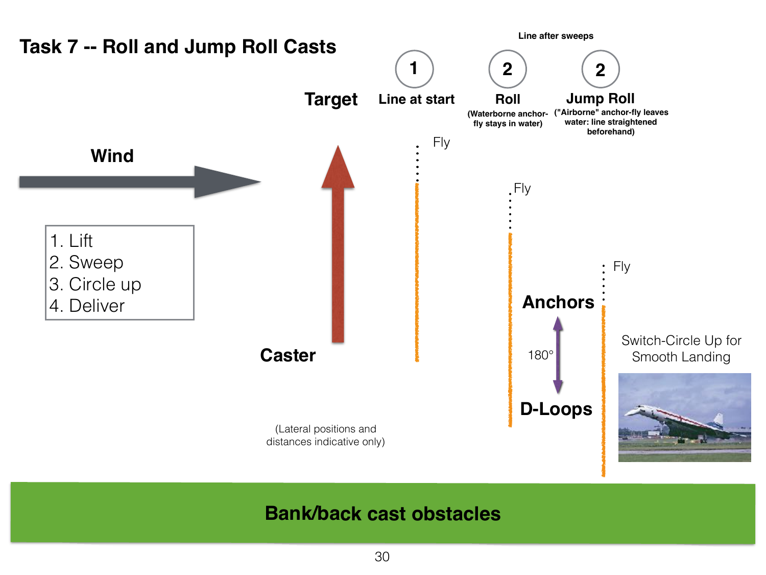# Task 7 -- Roll and Jump Roll Casts

**Wind**

1. Lift
2. Sweep
3. Circle up
4. Deliver

**Target**

**Caster**

(Lateral positions and distances indicative only)

Line after sweeps

**1 Line at start**

Fly

**2 Roll**

(Waterborne anchor-fly stays in water)

Fly

**2 Jump Roll**

("Airborne" anchor-fly leaves water: line straightened beforehand)

Fly

**Anchors**

180°

**D-Loops**

Switch-Circle Up for Smooth Landing

**Bank/back cast obstacles**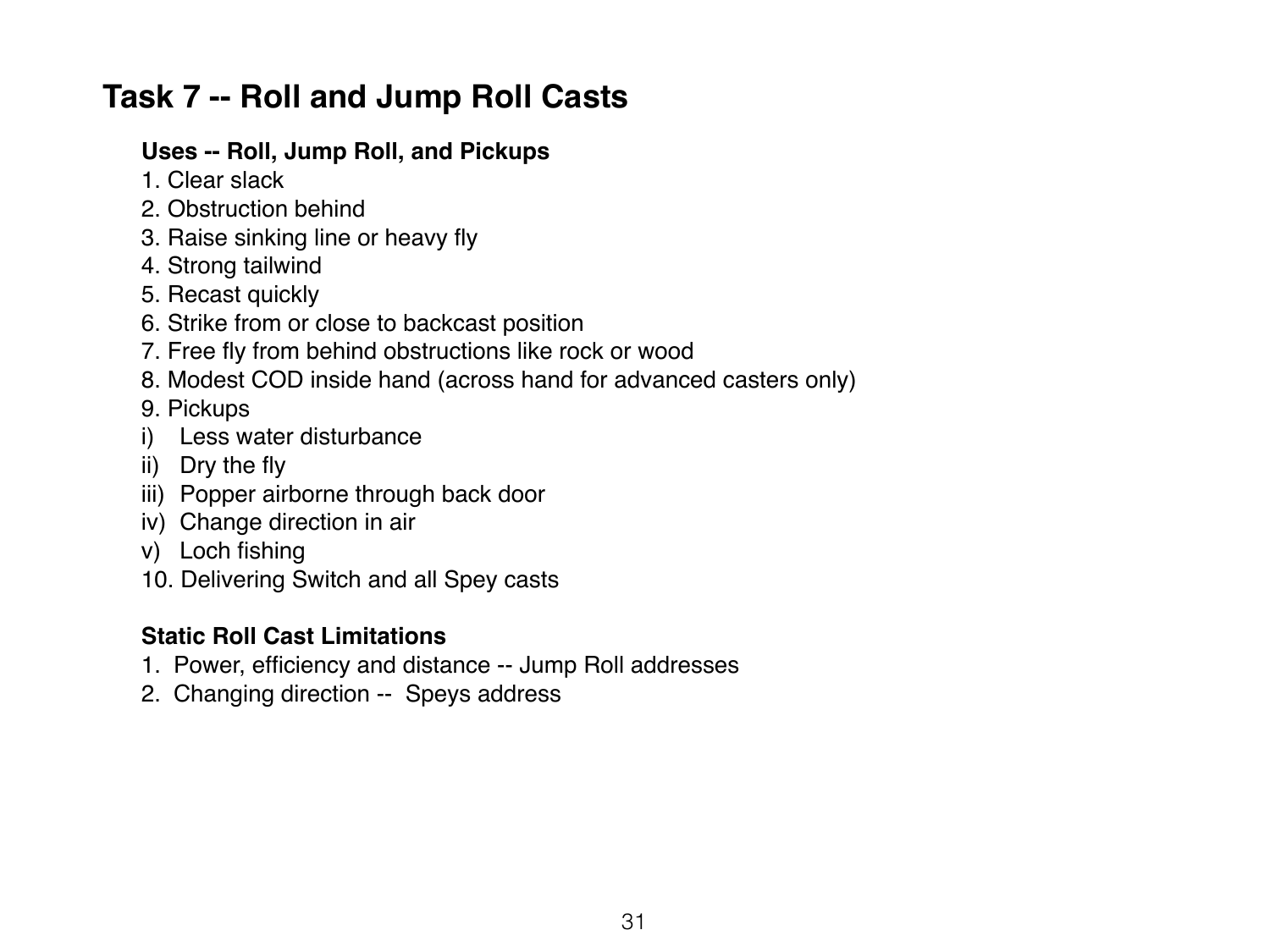# Task 7 -- Roll and Jump Roll Casts

**Uses -- Roll, Jump Roll, and Pickups**

1. Clear slack
2. Obstruction behind
3. Raise sinking line or heavy fly
4. Strong tailwind
5. Recast quickly
6. Strike from or close to backcast position
7. Free fly from behind obstructions like rock or wood
8. Modest COD inside hand (across hand for advanced casters only)
9. Pickups

i) Less water disturbance
ii) Dry the fly
iii) Popper airborne through back door
iv) Change direction in air
v) Loch fishing

10. Delivering Switch and all Spey casts

**Static Roll Cast Limitations**

1. Power, efficiency and distance -- Jump Roll addresses
2. Changing direction -- Speys address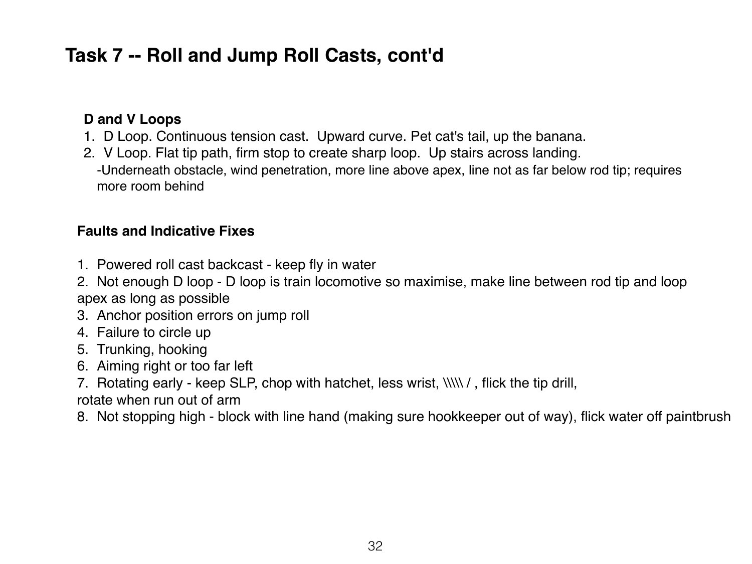# Task 7 -- Roll and Jump Roll Casts, cont'd

**D and V Loops**

1. D Loop. Continuous tension cast. Upward curve. Pet cat's tail, up the banana.
2. V Loop. Flat tip path, firm stop to create sharp loop. Up stairs across landing.
   -Underneath obstacle, wind penetration, more line above apex, line not as far below rod tip; requires more room behind

**Faults and Indicative Fixes**

1. Powered roll cast backcast - keep fly in water
2. Not enough D loop - D loop is train locomotive so maximise, make line between rod tip and loop apex as long as possible
3. Anchor position errors on jump roll
4. Failure to circle up
5. Trunking, hooking
6. Aiming right or too far left
7. Rotating early - keep SLP, chop with hatchet, less wrist, \\\\\ / , flick the tip drill, rotate when run out of arm
8. Not stopping high - block with line hand (making sure hookkeeper out of way), flick water off paintbrush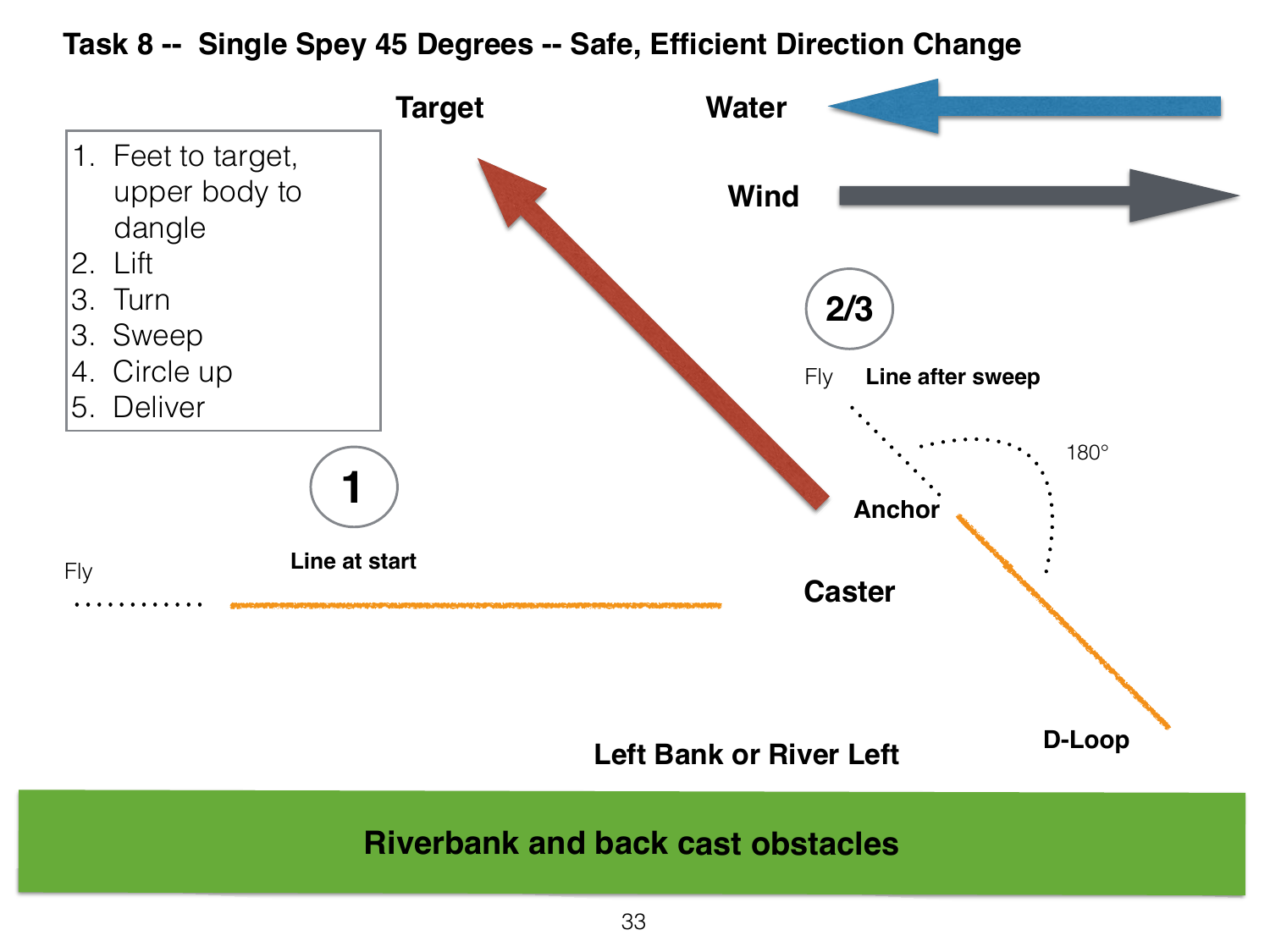# Task 8 -- Single Spey 45 Degrees -- Safe, Efficient Direction Change

1. Feet to target, upper body to dangle
2. Lift
3. Turn
3. Sweep
4. Circle up
5. Deliver

Target

Water

Wind

2/3

Fly

Line after sweep

180°

1

Anchor

Line at start

Fly

Caster

D-Loop

Left Bank or River Left

Riverbank and back cast obstacles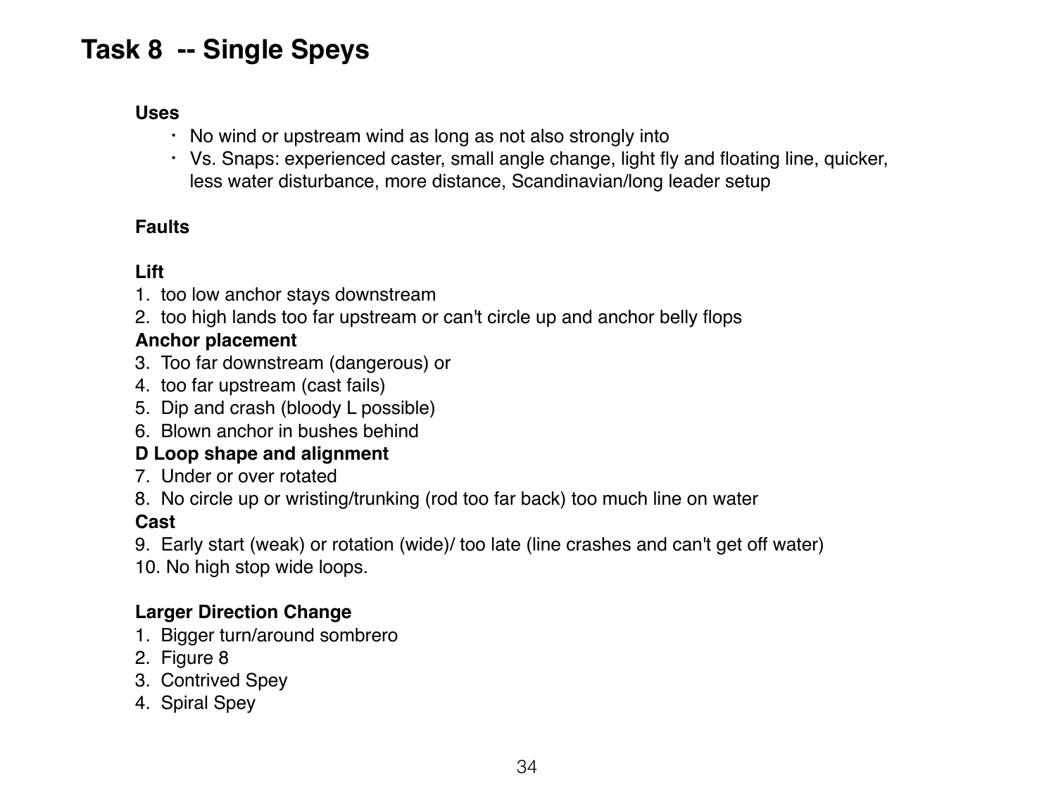# Task 8 -- Single Speys

**Uses**

- No wind or upstream wind as long as not also strongly into
- Vs. Snaps: experienced caster, small angle change, light fly and floating line, quicker, less water disturbance, more distance, Scandinavian/long leader setup

**Faults**

**Lift**

1. too low anchor stays downstream
2. too high lands too far upstream or can't circle up and anchor belly flops

**Anchor placement**

3. Too far downstream (dangerous) or
4. too far upstream (cast fails)
5. Dip and crash (bloody L possible)
6. Blown anchor in bushes behind

**D Loop shape and alignment**

7. Under or over rotated
8. No circle up or wristing/trunking (rod too far back) too much line on water

**Cast**

9. Early start (weak) or rotation (wide)/ too late (line crashes and can't get off water)
10. No high stop wide loops.

**Larger Direction Change**

1. Bigger turn/around sombrero
2. Figure 8
3. Contrived Spey
4. Spiral Spey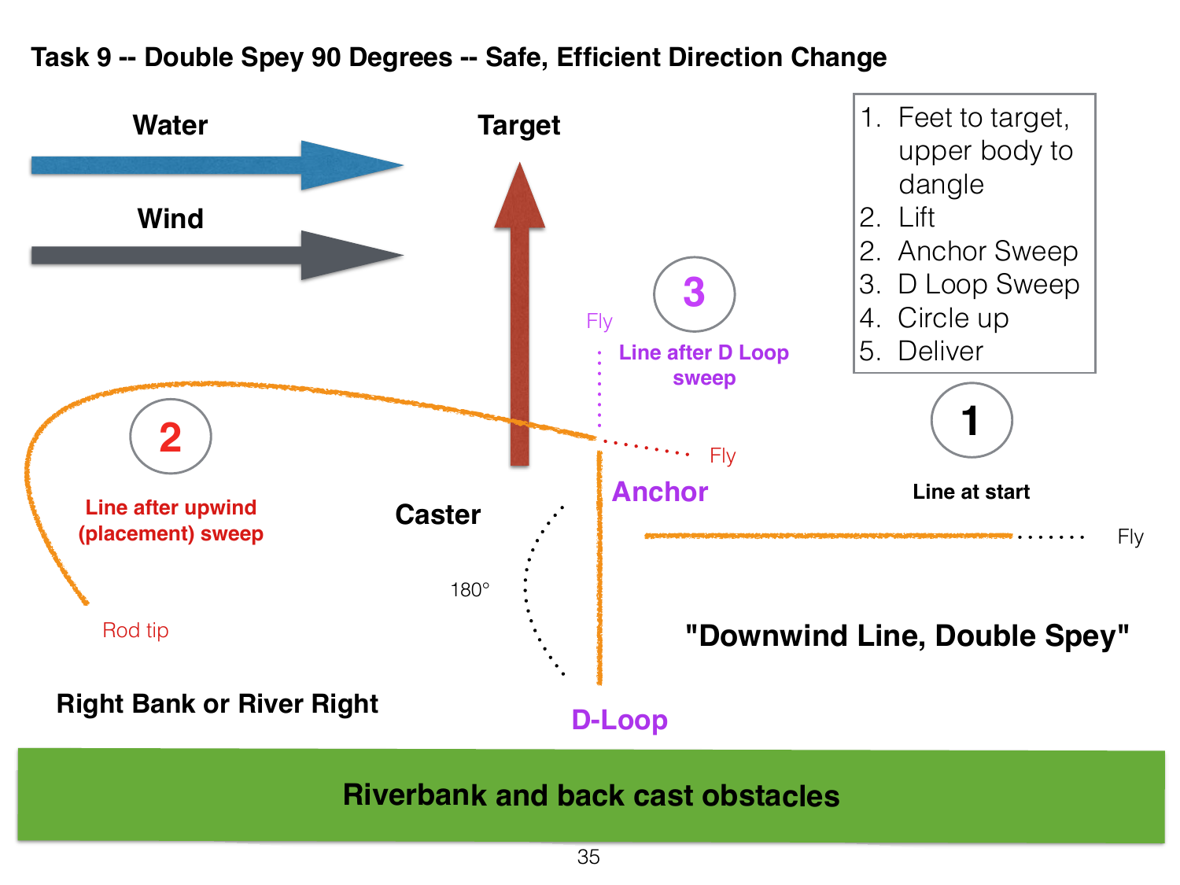# Task 9 -- Double Spey 90 Degrees -- Safe, Efficient Direction Change

Water

Wind

Target

1. Feet to target, upper body to dangle
2. Lift
2. Anchor Sweep
3. D Loop Sweep
4. Circle up
5. Deliver

3

Fly

Line after D Loop sweep

2

Fly

Anchor

1

Line at start

Line after upwind (placement) sweep

Caster

Fly

180°

"Downwind Line, Double Spey"

Rod tip

Right Bank or River Right

D-Loop

Riverbank and back cast obstacles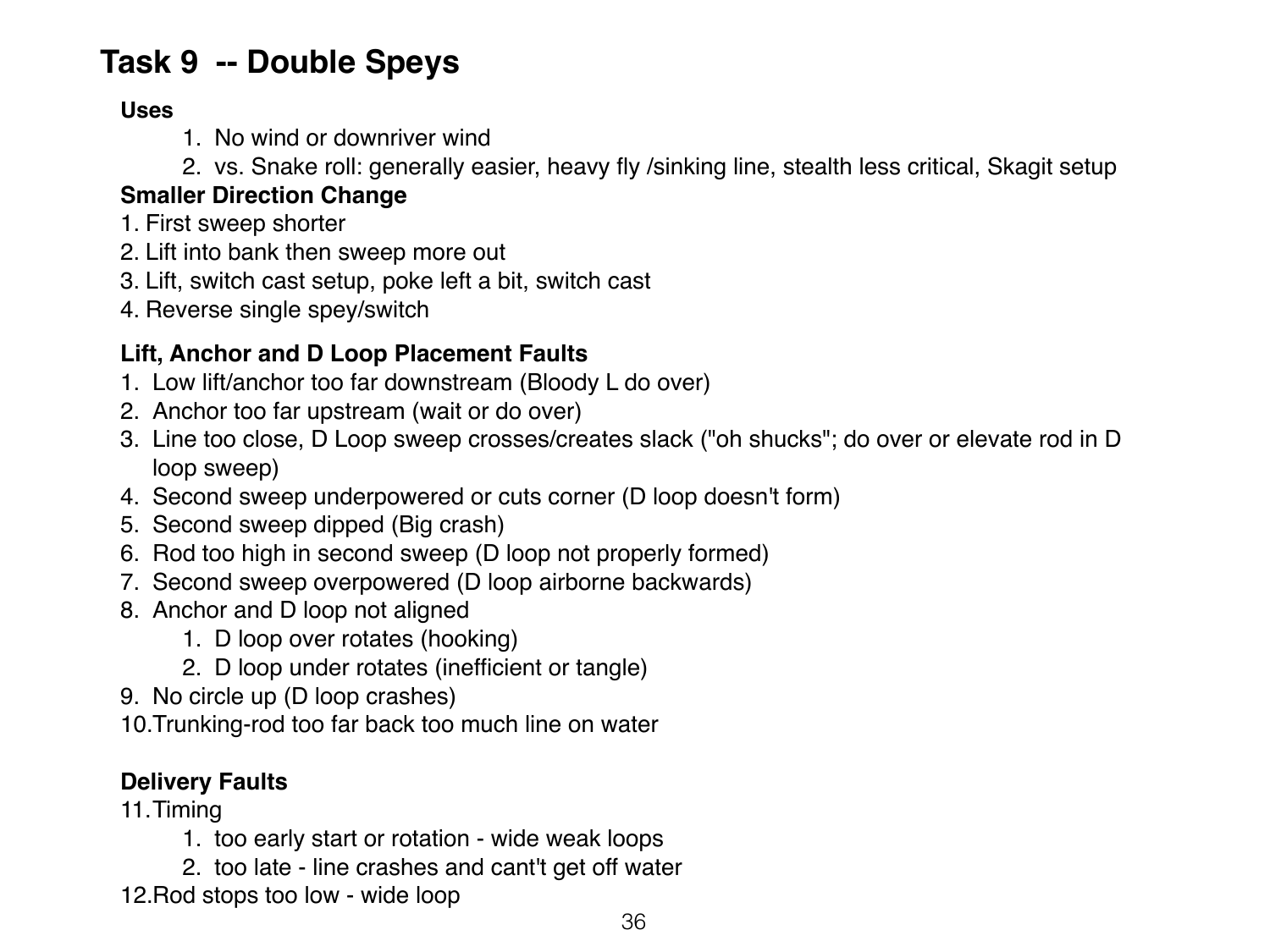# Task 9 -- Double Speys

**Uses**

1. No wind or downriver wind
2. vs. Snake roll: generally easier, heavy fly /sinking line, stealth less critical, Skagit setup

**Smaller Direction Change**

1. First sweep shorter
2. Lift into bank then sweep more out
3. Lift, switch cast setup, poke left a bit, switch cast
4. Reverse single spey/switch

**Lift, Anchor and D Loop Placement Faults**

1. Low lift/anchor too far downstream (Bloody L do over)
2. Anchor too far upstream (wait or do over)
3. Line too close, D Loop sweep crosses/creates slack ("oh shucks"; do over or elevate rod in D loop sweep)
4. Second sweep underpowered or cuts corner (D loop doesn't form)
5. Second sweep dipped (Big crash)
6. Rod too high in second sweep (D loop not properly formed)
7. Second sweep overpowered (D loop airborne backwards)
8. Anchor and D loop not aligned
    1. D loop over rotates (hooking)
    2. D loop under rotates (inefficient or tangle)
9. No circle up (D loop crashes)
10. Trunking-rod too far back too much line on water

**Delivery Faults**

11. Timing
    1. too early start or rotation - wide weak loops
    2. too late - line crashes and cant't get off water
12. Rod stops too low - wide loop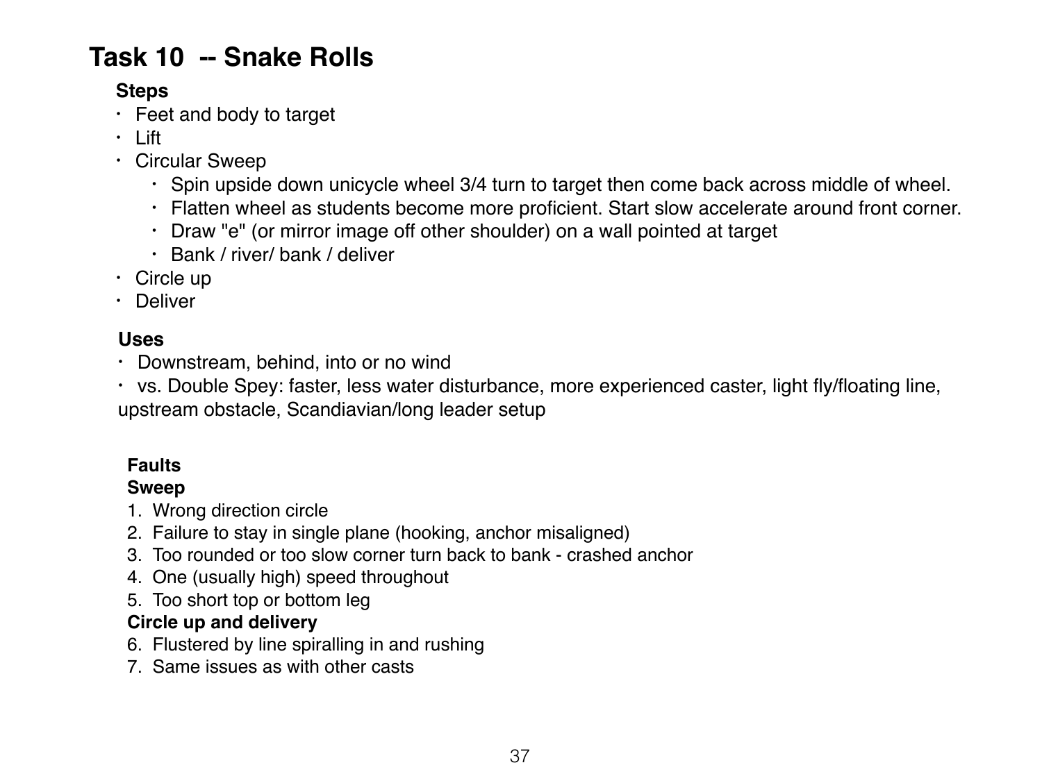## Task 10 -- Snake Rolls

**Steps**

- Feet and body to target
- Lift
- Circular Sweep
  - Spin upside down unicycle wheel 3/4 turn to target then come back across middle of wheel.
  - Flatten wheel as students become more proficient. Start slow accelerate around front corner.
  - Draw "e" (or mirror image off other shoulder) on a wall pointed at target
  - Bank / river/ bank / deliver
- Circle up
- Deliver

**Uses**

- Downstream, behind, into or no wind
- vs. Double Spey: faster, less water disturbance, more experienced caster, light fly/floating line, upstream obstacle, Scandiavian/long leader setup

**Faults**

**Sweep**

1. Wrong direction circle
2. Failure to stay in single plane (hooking, anchor misaligned)
3. Too rounded or too slow corner turn back to bank - crashed anchor
4. One (usually high) speed throughout
5. Too short top or bottom leg

**Circle up and delivery**

6. Flustered by line spiralling in and rushing
7. Same issues as with other casts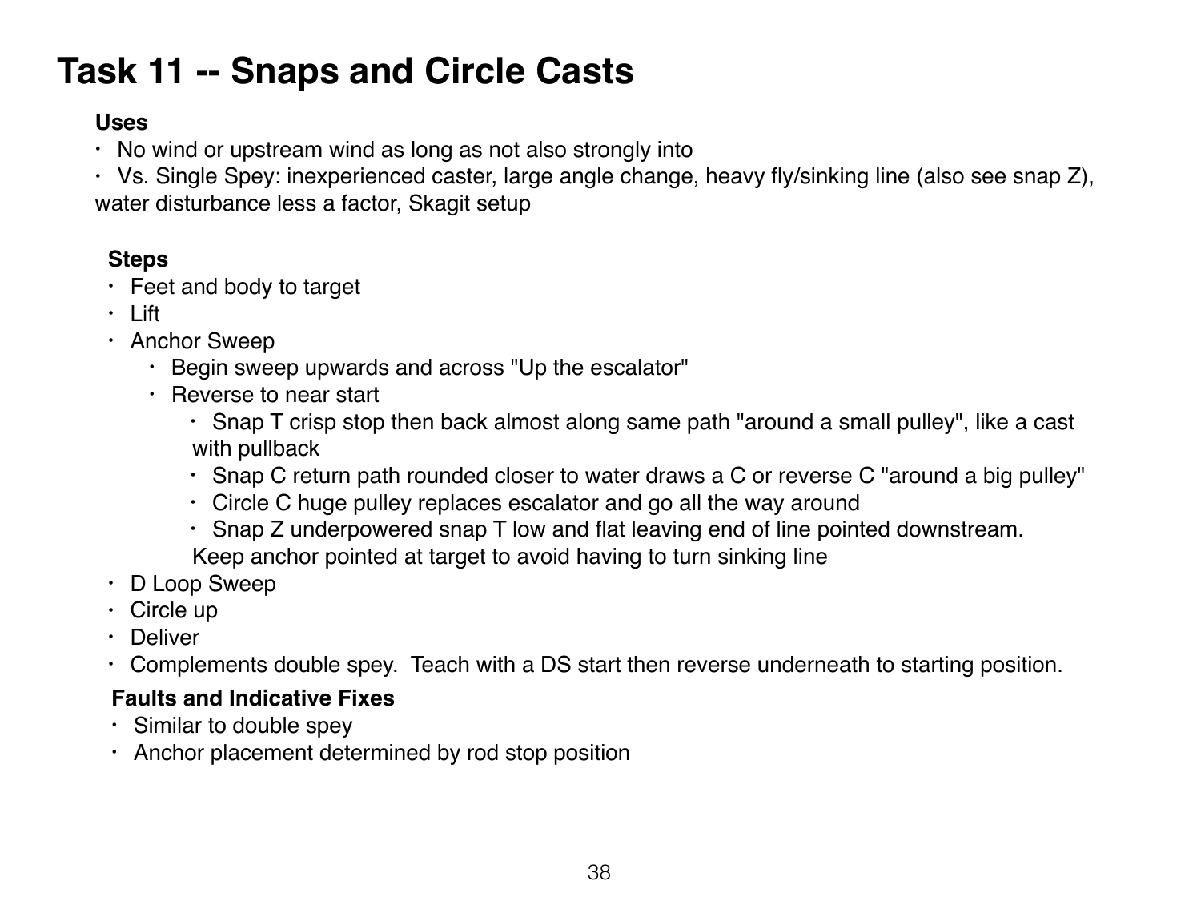# Task 11 -- Snaps and Circle Casts

**Uses**

- No wind or upstream wind as long as not also strongly into
- Vs. Single Spey: inexperienced caster, large angle change, heavy fly/sinking line (also see snap Z), water disturbance less a factor, Skagit setup

**Steps**

- Feet and body to target
- Lift
- Anchor Sweep
  - Begin sweep upwards and across "Up the escalator"
  - Reverse to near start
    - Snap T crisp stop then back almost along same path "around a small pulley", like a cast with pullback
    - Snap C return path rounded closer to water draws a C or reverse C "around a big pulley"
    - Circle C huge pulley replaces escalator and go all the way around
    - Snap Z underpowered snap T low and flat leaving end of line pointed downstream. Keep anchor pointed at target to avoid having to turn sinking line
- D Loop Sweep
- Circle up
- Deliver
- Complements double spey. Teach with a DS start then reverse underneath to starting position.

**Faults and Indicative Fixes**

- Similar to double spey
- Anchor placement determined by rod stop position